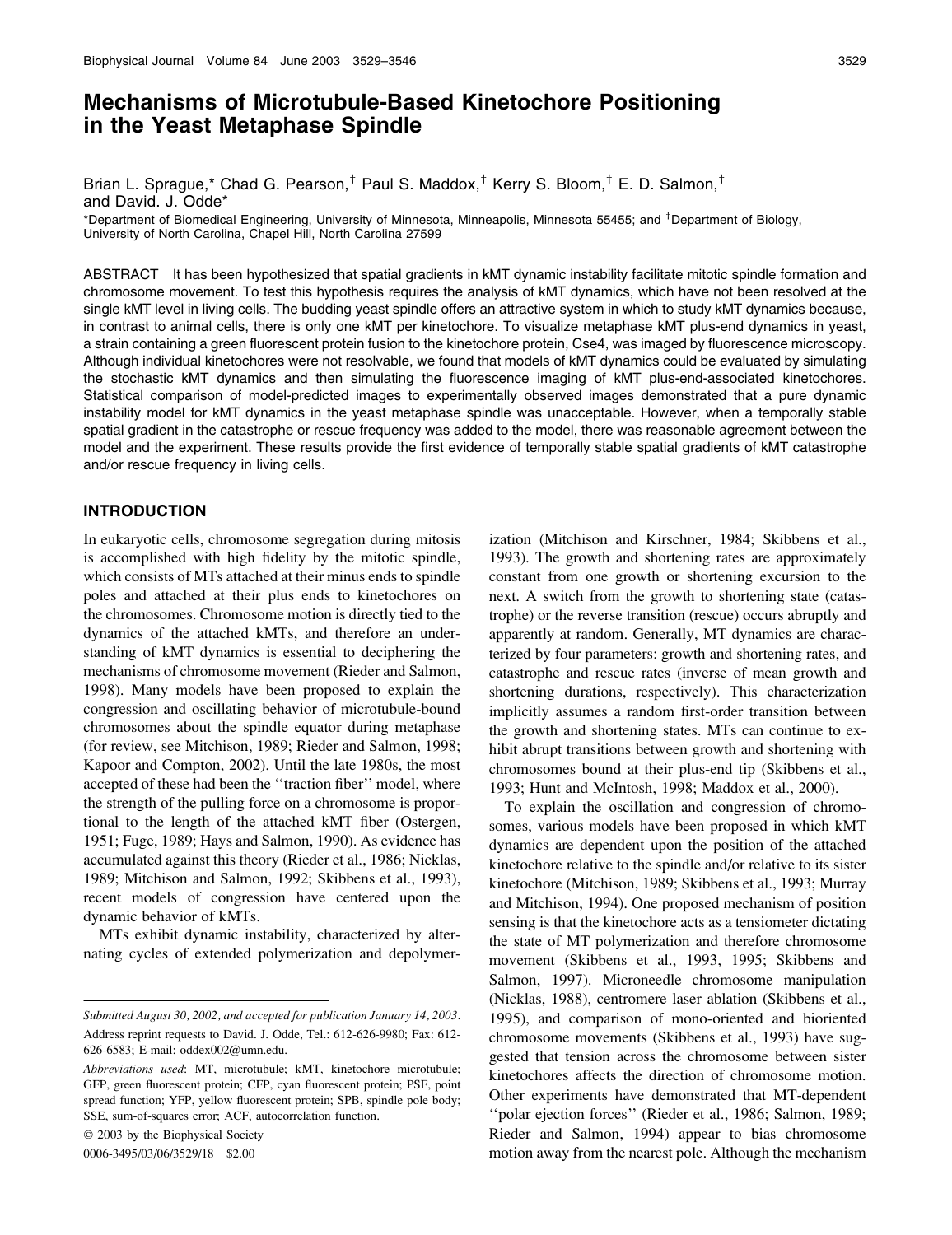# Mechanisms of Microtubule-Based Kinetochore Positioning in the Yeast Metaphase Spindle

Brian L. Sprague,* Chad G. Pearson,[†] Paul S. Maddox,[†] Kerry S. Bloom,[†] E. D. Salmon,[†] and David. J. Odde*

*Department of Biomedical Engineering, University of Minnesota, Minneapolis, Minnesota 55455; and [†]Department of Biology, University of North Carolina, Chapel Hill, North Carolina 27599

ABSTRACT It has been hypothesized that spatial gradients in kMT dynamic instability facilitate mitotic spindle formation and chromosome movement. To test this hypothesis requires the analysis of kMT dynamics, which have not been resolved at the single kMT level in living cells. The budding yeast spindle offers an attractive system in which to study kMT dynamics because, in contrast to animal cells, there is only one kMT per kinetochore. To visualize metaphase kMT plus-end dynamics in yeast, a strain containing a green fluorescent protein fusion to the kinetochore protein, Cse4, was imaged by fluorescence microscopy. Although individual kinetochores were not resolvable, we found that models of kMT dynamics could be evaluated by simulating the stochastic kMT dynamics and then simulating the fluorescence imaging of kMT plus-end-associated kinetochores. Statistical comparison of model-predicted images to experimentally observed images demonstrated that a pure dynamic instability model for kMT dynamics in the yeast metaphase spindle was unacceptable. However, when a temporally stable spatial gradient in the catastrophe or rescue frequency was added to the model, there was reasonable agreement between the model and the experiment. These results provide the first evidence of temporally stable spatial gradients of kMT catastrophe and/or rescue frequency in living cells.

## INTRODUCTION

In eukaryotic cells, chromosome segregation during mitosis is accomplished with high fidelity by the mitotic spindle, which consists of MTs attached at their minus ends to spindle poles and attached at their plus ends to kinetochores on the chromosomes. Chromosome motion is directly tied to the dynamics of the attached kMTs, and therefore an understanding of kMT dynamics is essential to deciphering the mechanisms of chromosome movement (Rieder and Salmon, 1998). Many models have been proposed to explain the congression and oscillating behavior of microtubule-bound chromosomes about the spindle equator during metaphase (for review, see Mitchison, 1989; Rieder and Salmon, 1998; Kapoor and Compton, 2002). Until the late 1980s, the most accepted of these had been the ''traction fiber'' model, where the strength of the pulling force on a chromosome is proportional to the length of the attached kMT fiber (Ostergen, 1951; Fuge, 1989; Hays and Salmon, 1990). As evidence has accumulated against this theory (Rieder et al., 1986; Nicklas, 1989; Mitchison and Salmon, 1992; Skibbens et al., 1993), recent models of congression have centered upon the dynamic behavior of kMTs.

MTs exhibit dynamic instability, characterized by alternating cycles of extended polymerization and depolymerization (Mitchison and Kirschner, 1984; Skibbens et al., 1993). The growth and shortening rates are approximately constant from one growth or shortening excursion to the next. A switch from the growth to shortening state (catastrophe) or the reverse transition (rescue) occurs abruptly and apparently at random. Generally, MT dynamics are characterized by four parameters: growth and shortening rates, and catastrophe and rescue rates (inverse of mean growth and shortening durations, respectively). This characterization implicitly assumes a random first-order transition between the growth and shortening states. MTs can continue to exhibit abrupt transitions between growth and shortening with chromosomes bound at their plus-end tip (Skibbens et al., 1993; Hunt and McIntosh, 1998; Maddox et al., 2000).

To explain the oscillation and congression of chromosomes, various models have been proposed in which kMT dynamics are dependent upon the position of the attached kinetochore relative to the spindle and/or relative to its sister kinetochore (Mitchison, 1989; Skibbens et al., 1993; Murray and Mitchison, 1994). One proposed mechanism of position sensing is that the kinetochore acts as a tensiometer dictating the state of MT polymerization and therefore chromosome movement (Skibbens et al., 1993, 1995; Skibbens and Salmon, 1997). Microneedle chromosome manipulation (Nicklas, 1988), centromere laser ablation (Skibbens et al., 1995), and comparison of mono-oriented and bioriented chromosome movements (Skibbens et al., 1993) have suggested that tension across the chromosome between sister kinetochores affects the direction of chromosome motion. Other experiments have demonstrated that MT-dependent ''polar ejection forces'' (Rieder et al., 1986; Salmon, 1989; Rieder and Salmon, 1994) appear to bias chromosome motion away from the nearest pole. Although the mechanism

---

*Submitted August 30, 2002, and accepted for publication January 14, 2003.*

Address reprint requests to David. J. Odde, Tel.: 612-626-9980; Fax: 612-626-6583; E-mail: oddex002@umn.edu.

*Abbreviations used*: MT, microtubule; kMT, kinetochore microtubule; GFP, green fluorescent protein; CFP, cyan fluorescent protein; PSF, point spread function; YFP, yellow fluorescent protein; SPB, spindle pole body; SSE, sum-of-squares error; ACF, autocorrelation function.

© 2003 by the Biophysical Society

0006-3495/03/06/3529/18 $2.00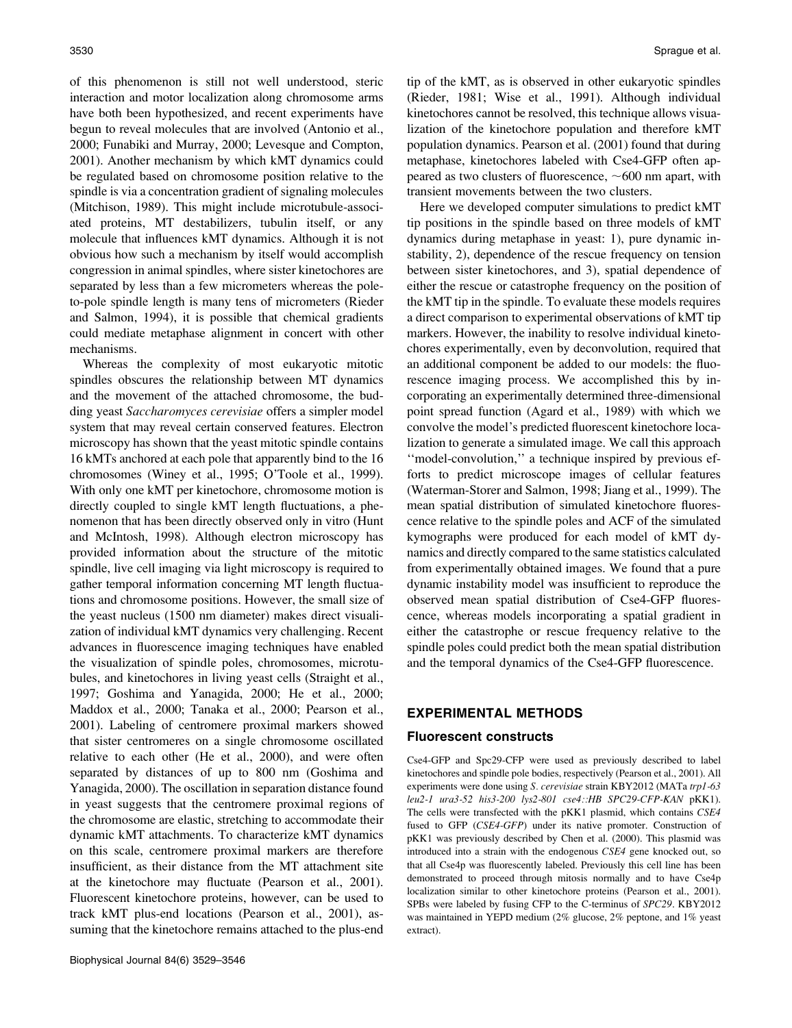of this phenomenon is still not well understood, steric interaction and motor localization along chromosome arms have both been hypothesized, and recent experiments have begun to reveal molecules that are involved (Antonio et al., 2000; Funabiki and Murray, 2000; Levesque and Compton, 2001). Another mechanism by which kMT dynamics could be regulated based on chromosome position relative to the spindle is via a concentration gradient of signaling molecules (Mitchison, 1989). This might include microtubule-associated proteins, MT destabilizers, tubulin itself, or any molecule that influences kMT dynamics. Although it is not obvious how such a mechanism by itself would accomplish congression in animal spindles, where sister kinetochores are separated by less than a few micrometers whereas the pole-to-pole spindle length is many tens of micrometers (Rieder and Salmon, 1994), it is possible that chemical gradients could mediate metaphase alignment in concert with other mechanisms.

Whereas the complexity of most eukaryotic mitotic spindles obscures the relationship between MT dynamics and the movement of the attached chromosome, the budding yeast *Saccharomyces cerevisiae* offers a simpler model system that may reveal certain conserved features. Electron microscopy has shown that the yeast mitotic spindle contains 16 kMTs anchored at each pole that apparently bind to the 16 chromosomes (Winey et al., 1995; O'Toole et al., 1999). With only one kMT per kinetochore, chromosome motion is directly coupled to single kMT length fluctuations, a phenomenon that has been directly observed only in vitro (Hunt and McIntosh, 1998). Although electron microscopy has provided information about the structure of the mitotic spindle, live cell imaging via light microscopy is required to gather temporal information concerning MT length fluctuations and chromosome positions. However, the small size of the yeast nucleus (1500 nm diameter) makes direct visualization of individual kMT dynamics very challenging. Recent advances in fluorescence imaging techniques have enabled the visualization of spindle poles, chromosomes, microtubules, and kinetochores in living yeast cells (Straight et al., 1997; Goshima and Yanagida, 2000; He et al., 2000; Maddox et al., 2000; Tanaka et al., 2000; Pearson et al., 2001). Labeling of centromere proximal markers showed that sister centromeres on a single chromosome oscillated relative to each other (He et al., 2000), and were often separated by distances of up to 800 nm (Goshima and Yanagida, 2000). The oscillation in separation distance found in yeast suggests that the centromere proximal regions of the chromosome are elastic, stretching to accommodate their dynamic kMT attachments. To characterize kMT dynamics on this scale, centromere proximal markers are therefore insufficient, as their distance from the MT attachment site at the kinetochore may fluctuate (Pearson et al., 2001). Fluorescent kinetochore proteins, however, can be used to track kMT plus-end locations (Pearson et al., 2001), assuming that the kinetochore remains attached to the plus-end tip of the kMT, as is observed in other eukaryotic spindles (Rieder, 1981; Wise et al., 1991). Although individual kinetochores cannot be resolved, this technique allows visualization of the kinetochore population and therefore kMT population dynamics. Pearson et al. (2001) found that during metaphase, kinetochores labeled with Cse4-GFP often appeared as two clusters of fluorescence, ~600 nm apart, with transient movements between the two clusters.

Here we developed computer simulations to predict kMT tip positions in the spindle based on three models of kMT dynamics during metaphase in yeast: 1), pure dynamic instability, 2), dependence of the rescue frequency on tension between sister kinetochores, and 3), spatial dependence of either the rescue or catastrophe frequency on the position of the kMT tip in the spindle. To evaluate these models requires a direct comparison to experimental observations of kMT tip markers. However, the inability to resolve individual kinetochores experimentally, even by deconvolution, required that an additional component be added to our models: the fluorescence imaging process. We accomplished this by incorporating an experimentally determined three-dimensional point spread function (Agard et al., 1989) with which we convolve the model's predicted fluorescent kinetochore localization to generate a simulated image. We call this approach "model-convolution," a technique inspired by previous efforts to predict microscope images of cellular features (Waterman-Storer and Salmon, 1998; Jiang et al., 1999). The mean spatial distribution of simulated kinetochore fluorescence relative to the spindle poles and ACF of the simulated kymographs were produced for each model of kMT dynamics and directly compared to the same statistics calculated from experimentally obtained images. We found that a pure dynamic instability model was insufficient to reproduce the observed mean spatial distribution of Cse4-GFP fluorescence, whereas models incorporating a spatial gradient in either the catastrophe or rescue frequency relative to the spindle poles could predict both the mean spatial distribution and the temporal dynamics of the Cse4-GFP fluorescence.

## EXPERIMENTAL METHODS

### Fluorescent constructs

Cse4-GFP and Spc29-CFP were used as previously described to label kinetochores and spindle pole bodies, respectively (Pearson et al., 2001). All experiments were done using *S. cerevisiae* strain KBY2012 (MATa *trp1-63 leu2-1 ura3-52 his3-200 lys2-801 cse4::HB SPC29-CFP-KAN* pKK1). The cells were transfected with the pKK1 plasmid, which contains *CSE4* fused to GFP (*CSE4-GFP*) under its native promoter. Construction of pKK1 was previously described by Chen et al. (2000). This plasmid was introduced into a strain with the endogenous *CSE4* gene knocked out, so that all Cse4p was fluorescently labeled. Previously this cell line has been demonstrated to proceed through mitosis normally and to have Cse4p localization similar to other kinetochore proteins (Pearson et al., 2001). SPBs were labeled by fusing CFP to the C-terminus of *SPC29*. KBY2012 was maintained in YEPD medium (2% glucose, 2% peptone, and 1% yeast extract).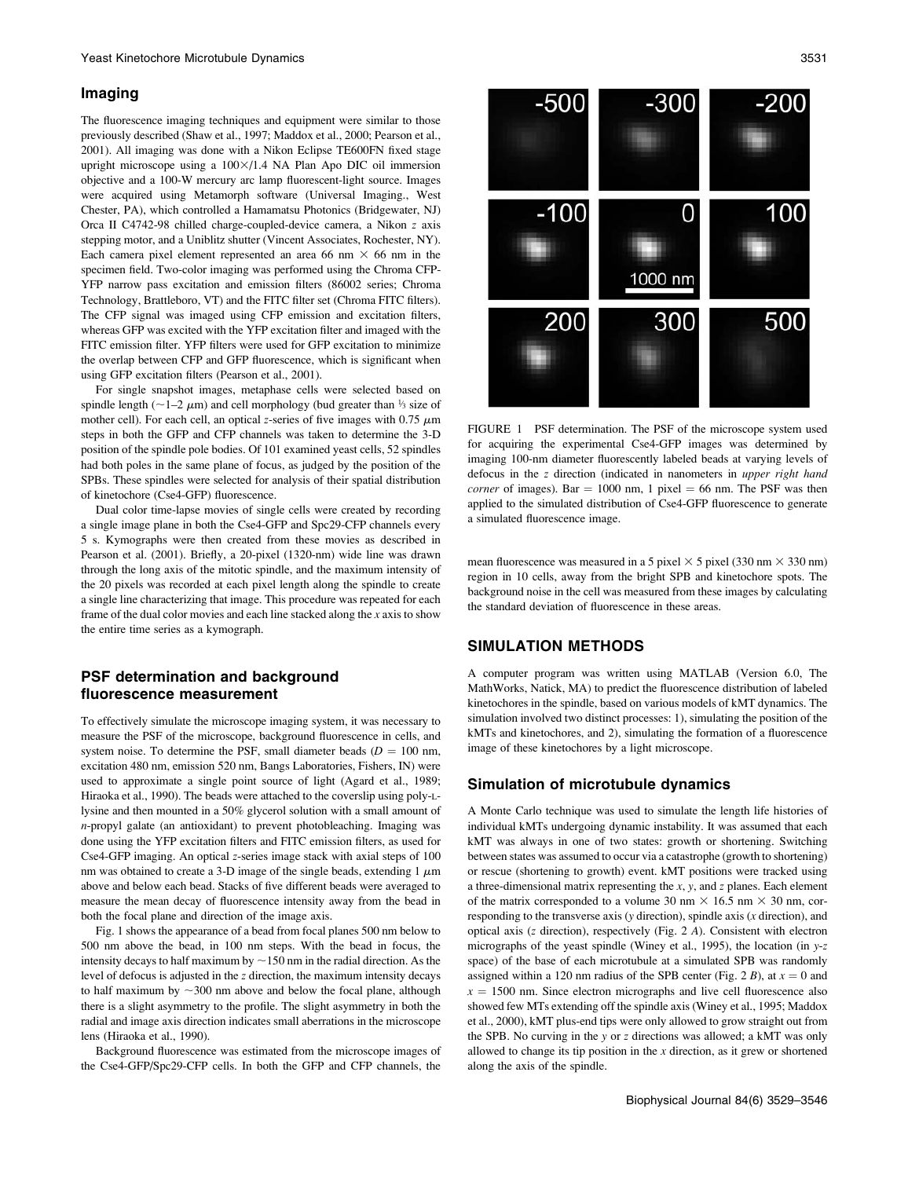## Imaging

The fluorescence imaging techniques and equipment were similar to those previously described (Shaw et al., 1997; Maddox et al., 2000; Pearson et al., 2001). All imaging was done with a Nikon Eclipse TE600FN fixed stage upright microscope using a 100×/1.4 NA Plan Apo DIC oil immersion objective and a 100-W mercury arc lamp fluorescent-light source. Images were acquired using Metamorph software (Universal Imaging., West Chester, PA), which controlled a Hamamatsu Photonics (Bridgewater, NJ) Orca II C4742-98 chilled charge-coupled-device camera, a Nikon *z* axis stepping motor, and a Uniblitz shutter (Vincent Associates, Rochester, NY). Each camera pixel element represented an area 66 nm × 66 nm in the specimen field. Two-color imaging was performed using the Chroma CFP-YFP narrow pass excitation and emission filters (86002 series; Chroma Technology, Brattleboro, VT) and the FITC filter set (Chroma FITC filters). The CFP signal was imaged using CFP emission and excitation filters, whereas GFP was excited with the YFP excitation filter and imaged with the FITC emission filter. YFP filters were used for GFP excitation to minimize the overlap between CFP and GFP fluorescence, which is significant when using GFP excitation filters (Pearson et al., 2001).

For single snapshot images, metaphase cells were selected based on spindle length (~1–2 $\mu$m) and cell morphology (bud greater than ⅓ size of mother cell). For each cell, an optical *z*-series of five images with 0.75 $\mu$m steps in both the GFP and CFP channels was taken to determine the 3-D position of the spindle pole bodies. Of 101 examined yeast cells, 52 spindles had both poles in the same plane of focus, as judged by the position of the SPBs. These spindles were selected for analysis of their spatial distribution of kinetochore (Cse4-GFP) fluorescence.

Dual color time-lapse movies of single cells were created by recording a single image plane in both the Cse4-GFP and Spc29-CFP channels every 5 s. Kymographs were then created from these movies as described in Pearson et al. (2001). Briefly, a 20-pixel (1320-nm) wide line was drawn through the long axis of the mitotic spindle, and the maximum intensity of the 20 pixels was recorded at each pixel length along the spindle to create a single line characterizing that image. This procedure was repeated for each frame of the dual color movies and each line stacked along the *x* axis to show the entire time series as a kymograph.

## PSF determination and background fluorescence measurement

To effectively simulate the microscope imaging system, it was necessary to measure the PSF of the microscope, background fluorescence in cells, and system noise. To determine the PSF, small diameter beads ($D$ = 100 nm, excitation 480 nm, emission 520 nm, Bangs Laboratories, Fishers, IN) were used to approximate a single point source of light (Agard et al., 1989; Hiraoka et al., 1990). The beads were attached to the coverslip using poly-L-lysine and then mounted in a 50% glycerol solution with a small amount of *n*-propyl galate (an antioxidant) to prevent photobleaching. Imaging was done using the YFP excitation filters and FITC emission filters, as used for Cse4-GFP imaging. An optical *z*-series image stack with axial steps of 100 nm was obtained to create a 3-D image of the single beads, extending 1 $\mu$m above and below each bead. Stacks of five different beads were averaged to measure the mean decay of fluorescence intensity away from the bead in both the focal plane and direction of the image axis.

Fig. 1 shows the appearance of a bead from focal planes 500 nm below to 500 nm above the bead, in 100 nm steps. With the bead in focus, the intensity decays to half maximum by ~150 nm in the radial direction. As the level of defocus is adjusted in the *z* direction, the maximum intensity decays to half maximum by ~300 nm above and below the focal plane, although there is a slight asymmetry to the profile. The slight asymmetry in both the radial and image axis direction indicates small aberrations in the microscope lens (Hiraoka et al., 1990).

Background fluorescence was estimated from the microscope images of the Cse4-GFP/Spc29-CFP cells. In both the GFP and CFP channels, the mean fluorescence was measured in a 5 pixel × 5 pixel (330 nm × 330 nm) region in 10 cells, away from the bright SPB and kinetochore spots. The background noise in the cell was measured from these images by calculating the standard deviation of fluorescence in these areas.

FIGURE 1 PSF determination. The PSF of the microscope system used for acquiring the experimental Cse4-GFP images was determined by imaging 100-nm diameter fluorescently labeled beads at varying levels of defocus in the *z* direction (indicated in nanometers in *upper right hand corner* of images). Bar = 1000 nm, 1 pixel = 66 nm. The PSF was then applied to the simulated distribution of Cse4-GFP fluorescence to generate a simulated fluorescence image.

## SIMULATION METHODS

A computer program was written using MATLAB (Version 6.0, The MathWorks, Natick, MA) to predict the fluorescence distribution of labeled kinetochores in the spindle, based on various models of kMT dynamics. The simulation involved two distinct processes: 1), simulating the position of the kMTs and kinetochores, and 2), simulating the formation of a fluorescence image of these kinetochores by a light microscope.

## Simulation of microtubule dynamics

A Monte Carlo technique was used to simulate the length life histories of individual kMTs undergoing dynamic instability. It was assumed that each kMT was always in one of two states: growth or shortening. Switching between states was assumed to occur via a catastrophe (growth to shortening) or rescue (shortening to growth) event. kMT positions were tracked using a three-dimensional matrix representing the *x*, *y*, and *z* planes. Each element of the matrix corresponded to a volume 30 nm × 16.5 nm × 30 nm, corresponding to the transverse axis (*y* direction), spindle axis (*x* direction), and optical axis (*z* direction), respectively (Fig. 2 *A*). Consistent with electron micrographs of the yeast spindle (Winey et al., 1995), the location (in *y*-*z* space) of the base of each microtubule at a simulated SPB was randomly assigned within a 120 nm radius of the SPB center (Fig. 2 *B*), at $x = 0$ and $x = 1500$ nm. Since electron micrographs and live cell fluorescence also showed few MTs extending off the spindle axis (Winey et al., 1995; Maddox et al., 2000), kMT plus-end tips were only allowed to grow straight out from the SPB. No curving in the *y* or *z* directions was allowed; a kMT was only allowed to change its tip position in the *x* direction, as it grew or shortened along the axis of the spindle.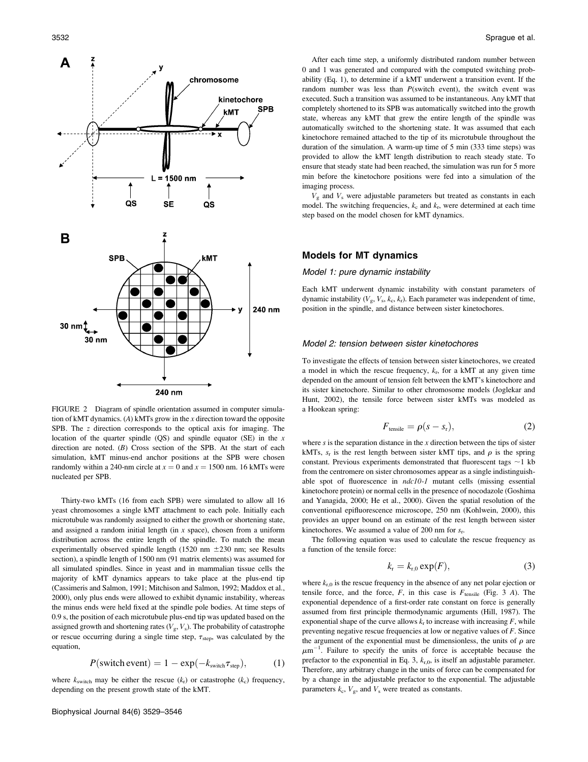FIGURE 2 Diagram of spindle orientation assumed in computer simulation of kMT dynamics. (*A*) kMTs grow in the *x* direction toward the opposite SPB. The *z* direction corresponds to the optical axis for imaging. The location of the quarter spindle (QS) and spindle equator (SE) in the *x* direction are noted. (*B*) Cross section of the SPB. At the start of each simulation, kMT minus-end anchor positions at the SPB were chosen randomly within a 240-nm circle at $x = 0$ and $x = 1500$ nm. 16 kMTs were nucleated per SPB.

Thirty-two kMTs (16 from each SPB) were simulated to allow all 16 yeast chromosomes a single kMT attachment to each pole. Initially each microtubule was randomly assigned to either the growth or shortening state, and assigned a random initial length (in *x* space), chosen from a uniform distribution across the entire length of the spindle. To match the mean experimentally observed spindle length (1520 nm ±230 nm; see Results section), a spindle length of 1500 nm (91 matrix elements) was assumed for all simulated spindles. Since in yeast and in mammalian tissue cells the majority of kMT dynamics appears to take place at the plus-end tip (Cassimeris and Salmon, 1991; Mitchison and Salmon, 1992; Maddox et al., 2000), only plus ends were allowed to exhibit dynamic instability, whereas the minus ends were held fixed at the spindle pole bodies. At time steps of 0.9 s, the position of each microtubule plus-end tip was updated based on the assigned growth and shortening rates ($V_g$, $V_s$). The probability of catastrophe or rescue occurring during a single time step, $\tau_{step}$, was calculated by the equation,

$$P(\text{switch event}) = 1 - \exp(-k_{switch}\tau_{step}), \tag{1}$$

where $k_{switch}$ may be either the rescue ($k_r$) or catastrophe ($k_c$) frequency, depending on the present growth state of the kMT.

After each time step, a uniformly distributed random number between 0 and 1 was generated and compared with the computed switching probability (Eq. 1), to determine if a kMT underwent a transition event. If the random number was less than *P*(switch event), the switch event was executed. Such a transition was assumed to be instantaneous. Any kMT that completely shortened to its SPB was automatically switched into the growth state, whereas any kMT that grew the entire length of the spindle was automatically switched to the shortening state. It was assumed that each kinetochore remained attached to the tip of its microtubule throughout the duration of the simulation. A warm-up time of 5 min (333 time steps) was provided to allow the kMT length distribution to reach steady state. To ensure that steady state had been reached, the simulation was run for 5 more min before the kinetochore positions were fed into a simulation of the imaging process.

$V_g$ and $V_s$ were adjustable parameters but treated as constants in each model. The switching frequencies, $k_c$ and $k_r$, were determined at each time step based on the model chosen for kMT dynamics.

## Models for MT dynamics

### *Model 1: pure dynamic instability*

Each kMT underwent dynamic instability with constant parameters of dynamic instability ($V_g$, $V_s$, $k_c$, $k_r$). Each parameter was independent of time, position in the spindle, and distance between sister kinetochores.

### *Model 2: tension between sister kinetochores*

To investigate the effects of tension between sister kinetochores, we created a model in which the rescue frequency, $k_r$, for a kMT at any given time depended on the amount of tension felt between the kMT's kinetochore and its sister kinetochore. Similar to other chromosome models (Joglekar and Hunt, 2002), the tensile force between sister kMTs was modeled as a Hookean spring:

$$F_{tensile} = \rho(s - s_r), \tag{2}$$

where *s* is the separation distance in the *x* direction between the tips of sister kMTs, $s_r$ is the rest length between sister kMT tips, and $\rho$ is the spring constant. Previous experiments demonstrated that fluorescent tags ~1 kb from the centromere on sister chromosomes appear as a single indistinguishable spot of fluorescence in *ndc10-1* mutant cells (missing essential kinetochore protein) or normal cells in the presence of nocodazole (Goshima and Yanagida, 2000; He et al., 2000). Given the spatial resolution of the conventional epifluorescence microscope, 250 nm (Kohlwein, 2000), this provides an upper bound on an estimate of the rest length between sister kinetochores. We assumed a value of 200 nm for $s_r$.

The following equation was used to calculate the rescue frequency as a function of the tensile force:

$$k_r = k_{r,0}\exp(F), \tag{3}$$

where $k_{r,0}$ is the rescue frequency in the absence of any net polar ejection or tensile force, and the force, *F*, in this case is $F_{tensile}$ (Fig. 3 *A*). The exponential dependence of a first-order rate constant on force is generally assumed from first principle thermodynamic arguments (Hill, 1987). The exponential shape of the curve allows $k_r$ to increase with increasing *F*, while preventing negative rescue frequencies at low or negative values of *F*. Since the argument of the exponential must be dimensionless, the units of $\rho$ are $\mu m^{-1}$. Failure to specify the units of force is acceptable because the prefactor to the exponential in Eq. 3, $k_{r,0}$, is itself an adjustable parameter. Therefore, any arbitrary change in the units of force can be compensated for by a change in the adjustable prefactor to the exponential. The adjustable parameters $k_c$, $V_g$, and $V_s$ were treated as constants.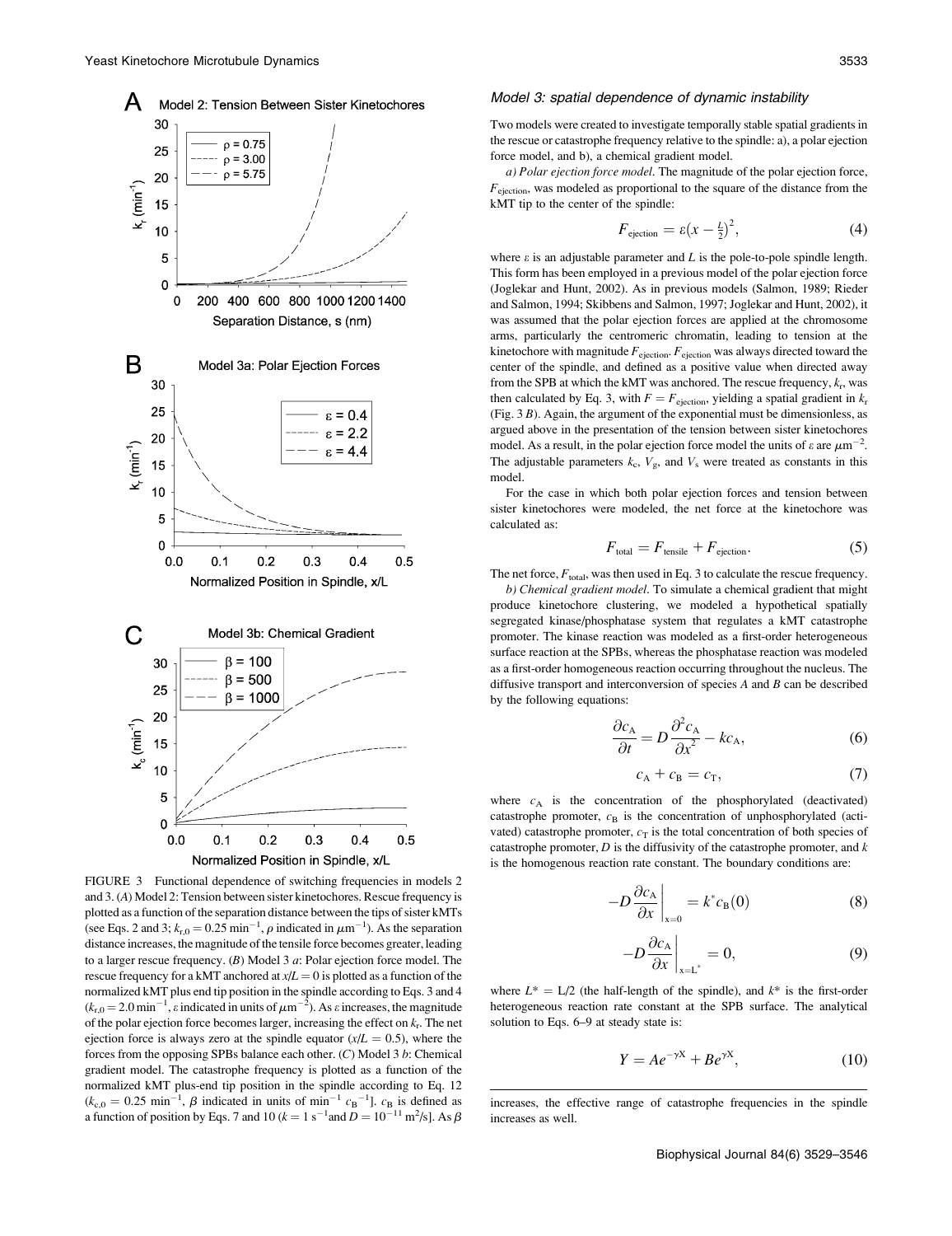FIGURE 3 Functional dependence of switching frequencies in models 2 and 3. (*A*) Model 2: Tension between sister kinetochores. Rescue frequency is plotted as a function of the separation distance between the tips of sister kMTs (see Eqs. 2 and 3; $k_{r,0} = 0.25\ \text{min}^{-1}$, $\rho$ indicated in $\mu\text{m}^{-1}$). As the separation distance increases, the magnitude of the tensile force becomes greater, leading to a larger rescue frequency. (*B*) Model 3 *a*: Polar ejection force model. The rescue frequency for a kMT anchored at $x/L = 0$ is plotted as a function of the normalized kMT plus end tip position in the spindle according to Eqs. 3 and 4 ($k_{r,0} = 2.0\ \text{min}^{-1}$, $\varepsilon$ indicated in units of $\mu\text{m}^{-2}$). As $\varepsilon$ increases, the magnitude of the polar ejection force becomes larger, increasing the effect on $k_r$. The net ejection force is always zero at the spindle equator ($x/L = 0.5$), where the forces from the opposing SPBs balance each other. (*C*) Model 3 *b*: Chemical gradient model. The catastrophe frequency is plotted as a function of the normalized kMT plus-end tip position in the spindle according to Eq. 12 ($k_{c,0} = 0.25\ \text{min}^{-1}$, $\beta$ indicated in units of $\text{min}^{-1}\ c_B^{-1}$]. $c_B$ is defined as a function of position by Eqs. 7 and 10 ($k = 1\ \text{s}^{-1}$and $D = 10^{-11}\ \text{m}^2/\text{s}$]. As $\beta$ increases, the effective range of catastrophe frequencies in the spindle increases as well.

### *Model 3: spatial dependence of dynamic instability*

Two models were created to investigate temporally stable spatial gradients in the rescue or catastrophe frequency relative to the spindle: a), a polar ejection force model, and b), a chemical gradient model.

*a) Polar ejection force model*. The magnitude of the polar ejection force, $F_{\text{ejection}}$, was modeled as proportional to the square of the distance from the kMT tip to the center of the spindle:

$$F_{\text{ejection}} = \varepsilon\left(x - \tfrac{L}{2}\right)^2, \tag{4}$$

where $\varepsilon$ is an adjustable parameter and $L$ is the pole-to-pole spindle length. This form has been employed in a previous model of the polar ejection force (Joglekar and Hunt, 2002). As in previous models (Salmon, 1989; Rieder and Salmon, 1994; Skibbens and Salmon, 1997; Joglekar and Hunt, 2002), it was assumed that the polar ejection forces are applied at the chromosome arms, particularly the centromeric chromatin, leading to tension at the kinetochore with magnitude $F_{\text{ejection}}$. $F_{\text{ejection}}$ was always directed toward the center of the spindle, and defined as a positive value when directed away from the SPB at which the kMT was anchored. The rescue frequency, $k_r$, was then calculated by Eq. 3, with $F = F_{\text{ejection}}$, yielding a spatial gradient in $k_r$ (Fig. 3 *B*). Again, the argument of the exponential must be dimensionless, as argued above in the presentation of the tension between sister kinetochores model. As a result, in the polar ejection force model the units of $\varepsilon$ are $\mu\text{m}^{-2}$. The adjustable parameters $k_c$, $V_g$, and $V_s$ were treated as constants in this model.

For the case in which both polar ejection forces and tension between sister kinetochores were modeled, the net force at the kinetochore was calculated as:

$$F_{\text{total}} = F_{\text{tensile}} + F_{\text{ejection}}. \tag{5}$$

The net force, $F_{\text{total}}$, was then used in Eq. 3 to calculate the rescue frequency.

*b) Chemical gradient model*. To simulate a chemical gradient that might produce kinetochore clustering, we modeled a hypothetical spatially segregated kinase/phosphatase system that regulates a kMT catastrophe promoter. The kinase reaction was modeled as a first-order heterogeneous surface reaction at the SPBs, whereas the phosphatase reaction was modeled as a first-order homogeneous reaction occurring throughout the nucleus. The diffusive transport and interconversion of species $A$ and $B$ can be described by the following equations:

$$\frac{\partial c_A}{\partial t} = D\frac{\partial^2 c_A}{\partial x^2} - kc_A, \tag{6}$$

$$c_A + c_B = c_T, \tag{7}$$

where $c_A$ is the concentration of the phosphorylated (deactivated) catastrophe promoter, $c_B$ is the concentration of unphosphorylated (activated) catastrophe promoter, $c_T$ is the total concentration of both species of catastrophe promoter, $D$ is the diffusivity of the catastrophe promoter, and $k$ is the homogenous reaction rate constant. The boundary conditions are:

$$-D\frac{\partial c_A}{\partial x}\bigg|_{x=0} = k^* c_B(0) \tag{8}$$

$$-D\frac{\partial c_A}{\partial x}\bigg|_{x=L^*} = 0, \tag{9}$$

where $L^* = L/2$ (the half-length of the spindle), and $k^*$ is the first-order heterogeneous reaction rate constant at the SPB surface. The analytical solution to Eqs. 6–9 at steady state is:

$$Y = Ae^{-\gamma X} + Be^{\gamma X}, \tag{10}$$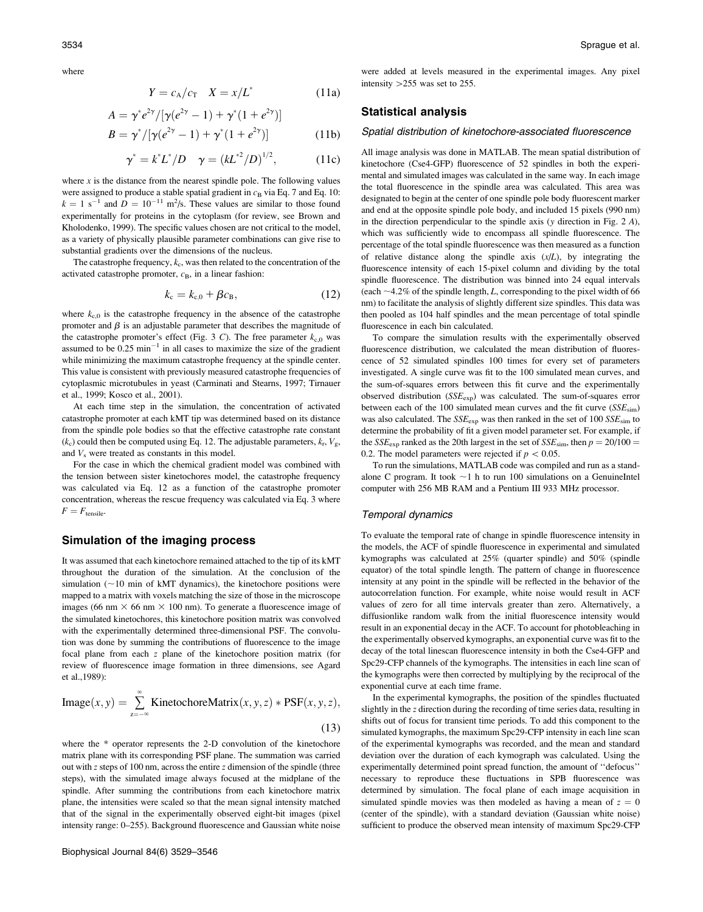where

$$Y = c_A/c_T \quad X = x/L^* \tag{11a}$$

$$A = \gamma^* e^{2\gamma}/[\gamma(e^{2\gamma}-1)+\gamma^*(1+e^{2\gamma})]$$
$$B = \gamma^*/[\gamma(e^{2\gamma}-1)+\gamma^*(1+e^{2\gamma})] \tag{11b}$$

$$\gamma^* = k^* L^*/D \quad \gamma = (kL^{*2}/D)^{1/2}, \tag{11c}$$

where $x$ is the distance from the nearest spindle pole. The following values were assigned to produce a stable spatial gradient in $c_B$ via Eq. 7 and Eq. 10: $k = 1\ \text{s}^{-1}$ and $D = 10^{-11}\ \text{m}^2/\text{s}$. These values are similar to those found experimentally for proteins in the cytoplasm (for review, see Brown and Kholodenko, 1999). The specific values chosen are not critical to the model, as a variety of physically plausible parameter combinations can give rise to substantial gradients over the dimensions of the nucleus.

The catastrophe frequency, $k_c$, was then related to the concentration of the activated catastrophe promoter, $c_B$, in a linear fashion:

$$k_c = k_{c,0} + \beta c_B, \tag{12}$$

where $k_{c,0}$ is the catastrophe frequency in the absence of the catastrophe promoter and $\beta$ is an adjustable parameter that describes the magnitude of the catastrophe promoter's effect (Fig. 3 *C*). The free parameter $k_{c,0}$ was assumed to be $0.25\ \text{min}^{-1}$ in all cases to maximize the size of the gradient while minimizing the maximum catastrophe frequency at the spindle center. This value is consistent with previously measured catastrophe frequencies of cytoplasmic microtubules in yeast (Carminati and Stearns, 1997; Tirnauer et al., 1999; Kosco et al., 2001).

At each time step in the simulation, the concentration of activated catastrophe promoter at each kMT tip was determined based on its distance from the spindle pole bodies so that the effective catastrophe rate constant ($k_c$) could then be computed using Eq. 12. The adjustable parameters, $k_r$, $V_g$, and $V_s$ were treated as constants in this model.

For the case in which the chemical gradient model was combined with the tension between sister kinetochores model, the catastrophe frequency was calculated via Eq. 12 as a function of the catastrophe promoter concentration, whereas the rescue frequency was calculated via Eq. 3 where $F = F_{\text{tensile}}$.

## Simulation of the imaging process

It was assumed that each kinetochore remained attached to the tip of its kMT throughout the duration of the simulation. At the conclusion of the simulation (~10 min of kMT dynamics), the kinetochore positions were mapped to a matrix with voxels matching the size of those in the microscope images (66 nm × 66 nm × 100 nm). To generate a fluorescence image of the simulated kinetochores, this kinetochore position matrix was convolved with the experimentally determined three-dimensional PSF. The convolution was done by summing the contributions of fluorescence to the image focal plane from each $z$ plane of the kinetochore position matrix (for review of fluorescence image formation in three dimensions, see Agard et al.,1989):

$$\text{Image}(x,y) = \sum_{z=-\infty}^{\infty} \text{KinetochoreMatrix}(x,y,z) * \text{PSF}(x,y,z), \tag{13}$$

where the * operator represents the 2-D convolution of the kinetochore matrix plane with its corresponding PSF plane. The summation was carried out with $z$ steps of 100 nm, across the entire $z$ dimension of the spindle (three steps), with the simulated image always focused at the midplane of the spindle. After summing the contributions from each kinetochore matrix plane, the intensities were scaled so that the mean signal intensity matched that of the signal in the experimentally observed eight-bit images (pixel intensity range: 0–255). Background fluorescence and Gaussian white noise were added at levels measured in the experimental images. Any pixel intensity >255 was set to 255.

## Statistical analysis

### *Spatial distribution of kinetochore-associated fluorescence*

All image analysis was done in MATLAB. The mean spatial distribution of kinetochore (Cse4-GFP) fluorescence of 52 spindles in both the experimental and simulated images was calculated in the same way. In each image the total fluorescence in the spindle area was calculated. This area was designated to begin at the center of one spindle pole body fluorescent marker and end at the opposite spindle pole body, and included 15 pixels (990 nm) in the direction perpendicular to the spindle axis ($y$ direction in Fig. 2 *A*), which was sufficiently wide to encompass all spindle fluorescence. The percentage of the total spindle fluorescence was then measured as a function of relative distance along the spindle axis ($x/L$), by integrating the fluorescence intensity of each 15-pixel column and dividing by the total spindle fluorescence. The distribution was binned into 24 equal intervals (each ~4.2% of the spindle length, $L$, corresponding to the pixel width of 66 nm) to facilitate the analysis of slightly different size spindles. This data was then pooled as 104 half spindles and the mean percentage of total spindle fluorescence in each bin calculated.

To compare the simulation results with the experimentally observed fluorescence distribution, we calculated the mean distribution of fluorescence of 52 simulated spindles 100 times for every set of parameters investigated. A single curve was fit to the 100 simulated mean curves, and the sum-of-squares errors between this fit curve and the experimentally observed distribution ($SSE_{\text{exp}}$) was calculated. The sum-of-squares error between each of the 100 simulated mean curves and the fit curve ($SSE_{\text{sim}}$) was also calculated. The $SSE_{\text{exp}}$ was then ranked in the set of 100 $SSE_{\text{sim}}$ to determine the probability of fit a given model parameter set. For example, if the $SSE_{\text{exp}}$ ranked as the 20th largest in the set of $SSE_{\text{sim}}$, then $p = 20/100 = 0.2$. The model parameters were rejected if $p < 0.05$.

To run the simulations, MATLAB code was compiled and run as a standalone C program. It took ~1 h to run 100 simulations on a GenuineIntel computer with 256 MB RAM and a Pentium III 933 MHz processor.

### *Temporal dynamics*

To evaluate the temporal rate of change in spindle fluorescence intensity in the models, the ACF of spindle fluorescence in experimental and simulated kymographs was calculated at 25% (quarter spindle) and 50% (spindle equator) of the total spindle length. The pattern of change in fluorescence intensity at any point in the spindle will be reflected in the behavior of the autocorrelation function. For example, white noise would result in ACF values of zero for all time intervals greater than zero. Alternatively, a diffusionlike random walk from the initial fluorescence intensity would result in an exponential decay in the ACF. To account for photobleaching in the experimentally observed kymographs, an exponential curve was fit to the decay of the total linescan fluorescence intensity in both the Cse4-GFP and Spc29-CFP channels of the kymographs. The intensities in each line scan of the kymographs were then corrected by multiplying by the reciprocal of the exponential curve at each time frame.

In the experimental kymographs, the position of the spindles fluctuated slightly in the $z$ direction during the recording of time series data, resulting in shifts out of focus for transient time periods. To add this component to the simulated kymographs, the maximum Spc29-CFP intensity in each line scan of the experimental kymographs was recorded, and the mean and standard deviation over the duration of each kymograph was calculated. Using the experimentally determined point spread function, the amount of "defocus" necessary to reproduce these fluctuations in SPB fluorescence was determined by simulation. The focal plane of each image acquisition in simulated spindle movies was then modeled as having a mean of $z = 0$ (center of the spindle), with a standard deviation (Gaussian white noise) sufficient to produce the observed mean intensity of maximum Spc29-CFP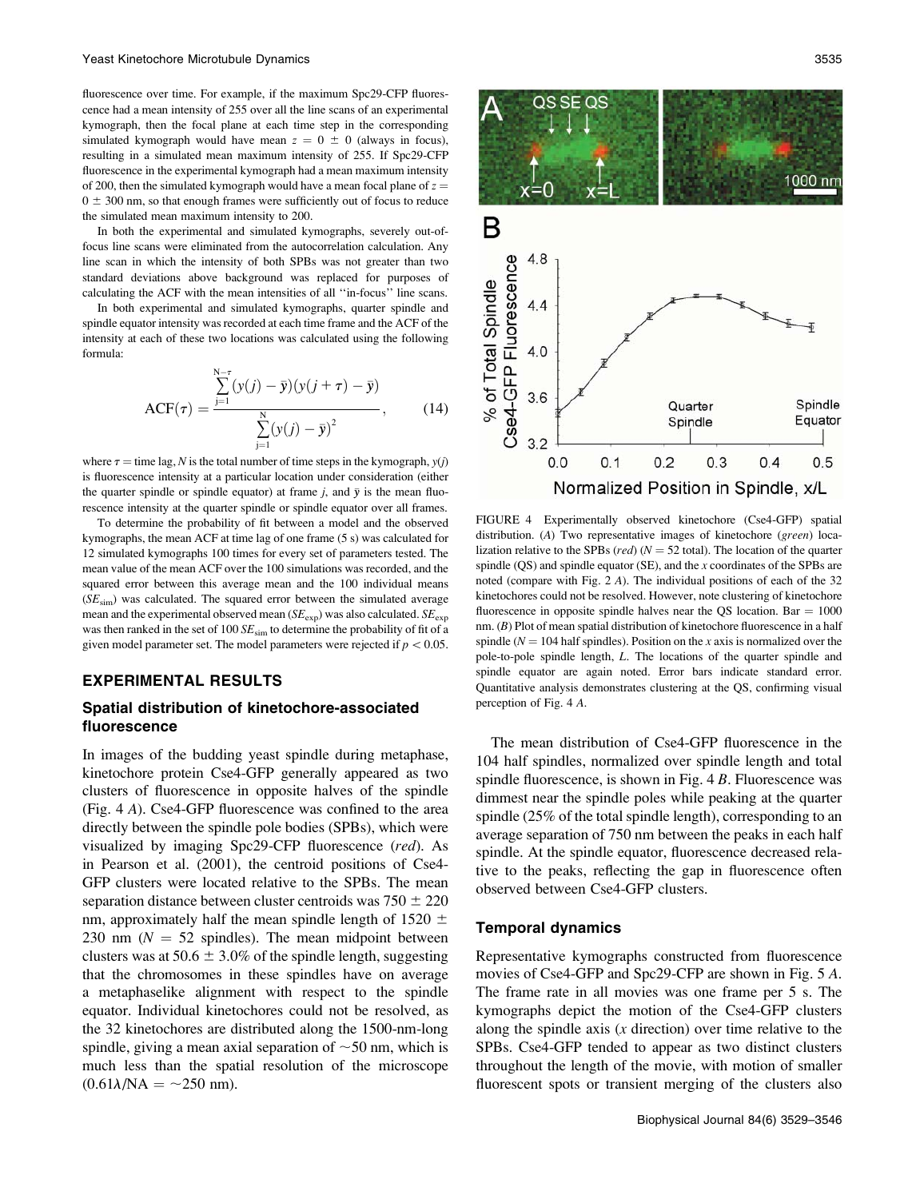fluorescence over time. For example, if the maximum Spc29-CFP fluorescence had a mean intensity of 255 over all the line scans of an experimental kymograph, then the focal plane at each time step in the corresponding simulated kymograph would have mean $z = 0 \pm 0$ (always in focus), resulting in a simulated mean maximum intensity of 255. If Spc29-CFP fluorescence in the experimental kymograph had a mean maximum intensity of 200, then the simulated kymograph would have a mean focal plane of $z = 0 \pm 300$ nm, so that enough frames were sufficiently out of focus to reduce the simulated mean maximum intensity to 200.

In both the experimental and simulated kymographs, severely out-of-focus line scans were eliminated from the autocorrelation calculation. Any line scan in which the intensity of both SPBs was not greater than two standard deviations above background was replaced for purposes of calculating the ACF with the mean intensities of all "in-focus" line scans.

In both experimental and simulated kymographs, quarter spindle and spindle equator intensity was recorded at each time frame and the ACF of the intensity at each of these two locations was calculated using the following formula:

$$\mathrm{ACF}(\tau) = \frac{\sum_{j=1}^{N-\tau}(y(j)-\bar{y})(y(j+\tau)-\bar{y})}{\sum_{j=1}^{N}(y(j)-\bar{y})^2}, \quad (14)$$

where $\tau$ = time lag, $N$ is the total number of time steps in the kymograph, $y(j)$ is fluorescence intensity at a particular location under consideration (either the quarter spindle or spindle equator) at frame $j$, and $\bar{y}$ is the mean fluorescence intensity at the quarter spindle or spindle equator over all frames.

To determine the probability of fit between a model and the observed kymographs, the mean ACF at time lag of one frame (5 s) was calculated for 12 simulated kymographs 100 times for every set of parameters tested. The mean value of the mean ACF over the 100 simulations was recorded, and the squared error between this average mean and the 100 individual means ($SE_{sim}$) was calculated. The squared error between the simulated average mean and the experimental observed mean ($SE_{exp}$) was also calculated. $SE_{exp}$ was then ranked in the set of 100 $SE_{sim}$ to determine the probability of fit of a given model parameter set. The model parameters were rejected if $p < 0.05$.

## EXPERIMENTAL RESULTS

### Spatial distribution of kinetochore-associated fluorescence

In images of the budding yeast spindle during metaphase, kinetochore protein Cse4-GFP generally appeared as two clusters of fluorescence in opposite halves of the spindle (Fig. 4 *A*). Cse4-GFP fluorescence was confined to the area directly between the spindle pole bodies (SPBs), which were visualized by imaging Spc29-CFP fluorescence (*red*). As in Pearson et al. (2001), the centroid positions of Cse4-GFP clusters were located relative to the SPBs. The mean separation distance between cluster centroids was $750 \pm 220$ nm, approximately half the mean spindle length of $1520 \pm 230$ nm ($N = 52$ spindles). The mean midpoint between clusters was at $50.6 \pm 3.0\%$ of the spindle length, suggesting that the chromosomes in these spindles have on average a metaphaselike alignment with respect to the spindle equator. Individual kinetochores could not be resolved, as the 32 kinetochores are distributed along the 1500-nm-long spindle, giving a mean axial separation of ~50 nm, which is much less than the spatial resolution of the microscope ($0.61\lambda/\mathrm{NA}$ = ~250 nm).

FIGURE 4 Experimentally observed kinetochore (Cse4-GFP) spatial distribution. (*A*) Two representative images of kinetochore (*green*) localization relative to the SPBs (*red*) ($N = 52$ total). The location of the quarter spindle (QS) and spindle equator (SE), and the $x$ coordinates of the SPBs are noted (compare with Fig. 2 *A*). The individual positions of each of the 32 kinetochores could not be resolved. However, note clustering of kinetochore fluorescence in opposite spindle halves near the QS location. Bar = 1000 nm. (*B*) Plot of mean spatial distribution of kinetochore fluorescence in a half spindle ($N = 104$ half spindles). Position on the $x$ axis is normalized over the pole-to-pole spindle length, $L$. The locations of the quarter spindle and spindle equator are again noted. Error bars indicate standard error. Quantitative analysis demonstrates clustering at the QS, confirming visual perception of Fig. 4 *A*.

The mean distribution of Cse4-GFP fluorescence in the 104 half spindles, normalized over spindle length and total spindle fluorescence, is shown in Fig. 4 *B*. Fluorescence was dimmest near the spindle poles while peaking at the quarter spindle (25% of the total spindle length), corresponding to an average separation of 750 nm between the peaks in each half spindle. At the spindle equator, fluorescence decreased relative to the peaks, reflecting the gap in fluorescence often observed between Cse4-GFP clusters.

### Temporal dynamics

Representative kymographs constructed from fluorescence movies of Cse4-GFP and Spc29-CFP are shown in Fig. 5 *A*. The frame rate in all movies was one frame per 5 s. The kymographs depict the motion of the Cse4-GFP clusters along the spindle axis ($x$ direction) over time relative to the SPBs. Cse4-GFP tended to appear as two distinct clusters throughout the length of the movie, with motion of smaller fluorescent spots or transient merging of the clusters also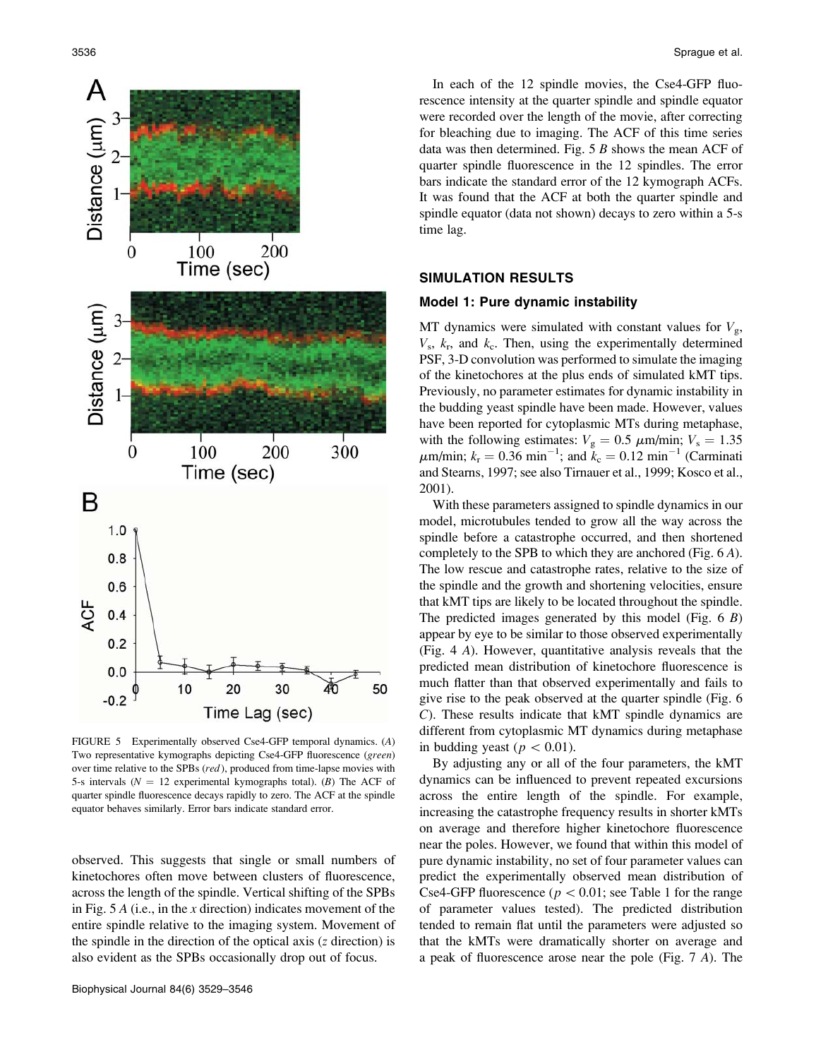FIGURE 5 Experimentally observed Cse4-GFP temporal dynamics. (*A*) Two representative kymographs depicting Cse4-GFP fluorescence (*green*) over time relative to the SPBs (*red*), produced from time-lapse movies with 5-s intervals ($N = 12$ experimental kymographs total). (*B*) The ACF of quarter spindle fluorescence decays rapidly to zero. The ACF at the spindle equator behaves similarly. Error bars indicate standard error.

observed. This suggests that single or small numbers of kinetochores often move between clusters of fluorescence, across the length of the spindle. Vertical shifting of the SPBs in Fig. 5 *A* (i.e., in the *x* direction) indicates movement of the entire spindle relative to the imaging system. Movement of the spindle in the direction of the optical axis (*z* direction) is also evident as the SPBs occasionally drop out of focus.

In each of the 12 spindle movies, the Cse4-GFP fluorescence intensity at the quarter spindle and spindle equator were recorded over the length of the movie, after correcting for bleaching due to imaging. The ACF of this time series data was then determined. Fig. 5 *B* shows the mean ACF of quarter spindle fluorescence in the 12 spindles. The error bars indicate the standard error of the 12 kymograph ACFs. It was found that the ACF at both the quarter spindle and spindle equator (data not shown) decays to zero within a 5-s time lag.

## SIMULATION RESULTS

### Model 1: Pure dynamic instability

MT dynamics were simulated with constant values for $V_g$, $V_s$, $k_r$, and $k_c$. Then, using the experimentally determined PSF, 3-D convolution was performed to simulate the imaging of the kinetochores at the plus ends of simulated kMT tips. Previously, no parameter estimates for dynamic instability in the budding yeast spindle have been made. However, values have been reported for cytoplasmic MTs during metaphase, with the following estimates: $V_g = 0.5$ $\mu$m/min; $V_s = 1.35$ $\mu$m/min; $k_r = 0.36$ min$^{-1}$; and $k_c = 0.12$ min$^{-1}$ (Carminati and Stearns, 1997; see also Tirnauer et al., 1999; Kosco et al., 2001).

With these parameters assigned to spindle dynamics in our model, microtubules tended to grow all the way across the spindle before a catastrophe occurred, and then shortened completely to the SPB to which they are anchored (Fig. 6 *A*). The low rescue and catastrophe rates, relative to the size of the spindle and the growth and shortening velocities, ensure that kMT tips are likely to be located throughout the spindle. The predicted images generated by this model (Fig. 6 *B*) appear by eye to be similar to those observed experimentally (Fig. 4 *A*). However, quantitative analysis reveals that the predicted mean distribution of kinetochore fluorescence is much flatter than that observed experimentally and fails to give rise to the peak observed at the quarter spindle (Fig. 6 *C*). These results indicate that kMT spindle dynamics are different from cytoplasmic MT dynamics during metaphase in budding yeast ($p < 0.01$).

By adjusting any or all of the four parameters, the kMT dynamics can be influenced to prevent repeated excursions across the entire length of the spindle. For example, increasing the catastrophe frequency results in shorter kMTs on average and therefore higher kinetochore fluorescence near the poles. However, we found that within this model of pure dynamic instability, no set of four parameter values can predict the experimentally observed mean distribution of Cse4-GFP fluorescence ($p < 0.01$; see Table 1 for the range of parameter values tested). The predicted distribution tended to remain flat until the parameters were adjusted so that the kMTs were dramatically shorter on average and a peak of fluorescence arose near the pole (Fig. 7 *A*). The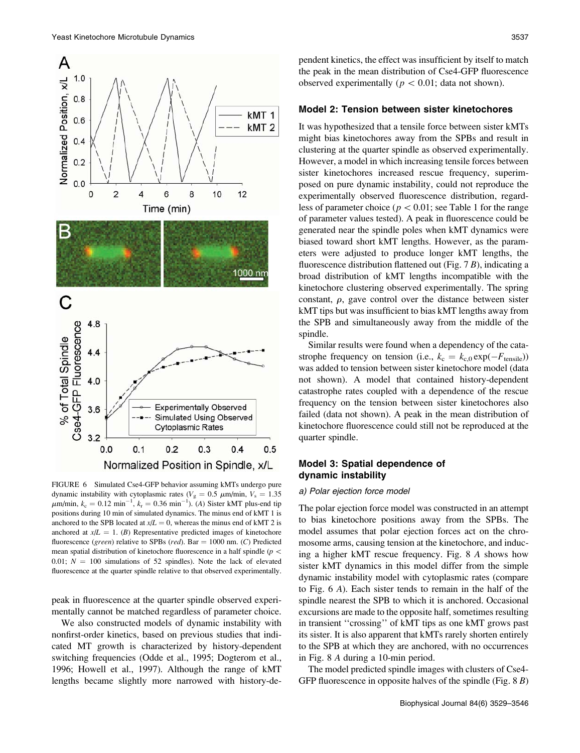FIGURE 6 Simulated Cse4-GFP behavior assuming kMTs undergo pure dynamic instability with cytoplasmic rates ($V_g = 0.5$ $\mu$m/min, $V_s = 1.35$ $\mu$m/min, $k_c = 0.12$ min$^{-1}$, $k_r = 0.36$ min$^{-1}$). (*A*) Sister kMT plus-end tip positions during 10 min of simulated dynamics. The minus end of kMT 1 is anchored to the SPB located at $x/L = 0$, whereas the minus end of kMT 2 is anchored at $x/L = 1$. (*B*) Representative predicted images of kinetochore fluorescence (*green*) relative to SPBs (*red*). Bar = 1000 nm. (*C*) Predicted mean spatial distribution of kinetochore fluorescence in a half spindle ($p < 0.01$; $N = 100$ simulations of 52 spindles). Note the lack of elevated fluorescence at the quarter spindle relative to that observed experimentally.

peak in fluorescence at the quarter spindle observed experimentally cannot be matched regardless of parameter choice.

We also constructed models of dynamic instability with nonfirst-order kinetics, based on previous studies that indicated MT growth is characterized by history-dependent switching frequencies (Odde et al., 1995; Dogterom et al., 1996; Howell et al., 1997). Although the range of kMT lengths became slightly more narrowed with history-dependent kinetics, the effect was insufficient by itself to match the peak in the mean distribution of Cse4-GFP fluorescence observed experimentally ($p < 0.01$; data not shown).

### Model 2: Tension between sister kinetochores

It was hypothesized that a tensile force between sister kMTs might bias kinetochores away from the SPBs and result in clustering at the quarter spindle as observed experimentally. However, a model in which increasing tensile forces between sister kinetochores increased rescue frequency, superimposed on pure dynamic instability, could not reproduce the experimentally observed fluorescence distribution, regardless of parameter choice ($p < 0.01$; see Table 1 for the range of parameter values tested). A peak in fluorescence could be generated near the spindle poles when kMT dynamics were biased toward short kMT lengths. However, as the parameters were adjusted to produce longer kMT lengths, the fluorescence distribution flattened out (Fig. 7 *B*), indicating a broad distribution of kMT lengths incompatible with the kinetochore clustering observed experimentally. The spring constant, $\rho$, gave control over the distance between sister kMT tips but was insufficient to bias kMT lengths away from the SPB and simultaneously away from the middle of the spindle.

Similar results were found when a dependency of the catastrophe frequency on tension (i.e., $k_c = k_{c,0}\exp(-F_{tensile})$) was added to tension between sister kinetochore model (data not shown). A model that contained history-dependent catastrophe rates coupled with a dependence of the rescue frequency on the tension between sister kinetochores also failed (data not shown). A peak in the mean distribution of kinetochore fluorescence could still not be reproduced at the quarter spindle.

### Model 3: Spatial dependence of dynamic instability

#### *a) Polar ejection force model*

The polar ejection force model was constructed in an attempt to bias kinetochore positions away from the SPBs. The model assumes that polar ejection forces act on the chromosome arms, causing tension at the kinetochore, and inducing a higher kMT rescue frequency. Fig. 8 *A* shows how sister kMT dynamics in this model differ from the simple dynamic instability model with cytoplasmic rates (compare to Fig. 6 *A*). Each sister tends to remain in the half of the spindle nearest the SPB to which it is anchored. Occasional excursions are made to the opposite half, sometimes resulting in transient ''crossing'' of kMT tips as one kMT grows past its sister. It is also apparent that kMTs rarely shorten entirely to the SPB at which they are anchored, with no occurrences in Fig. 8 *A* during a 10-min period.

The model predicted spindle images with clusters of Cse4-GFP fluorescence in opposite halves of the spindle (Fig. 8 *B*)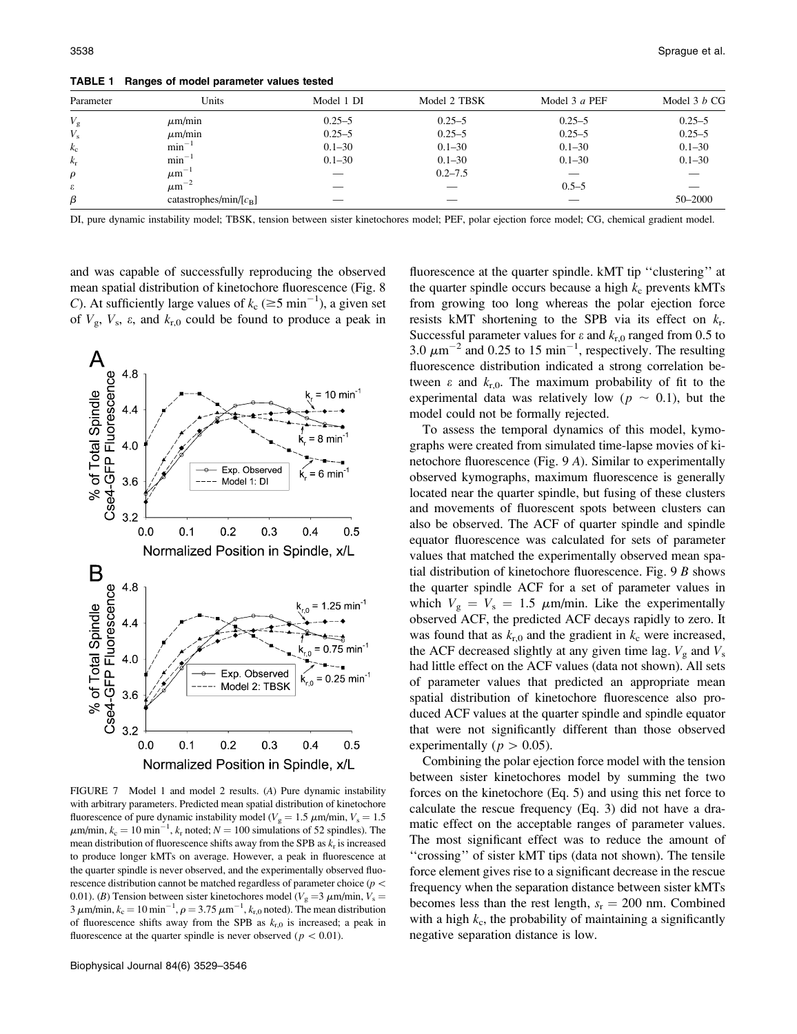**TABLE 1 Ranges of model parameter values tested**

| Parameter | Units | Model 1 DI | Model 2 TBSK | Model 3 *a* PEF | Model 3 *b* CG |
|---|---|---|---|---|---|
| $V_g$ | $\mu$m/min | 0.25–5 | 0.25–5 | 0.25–5 | 0.25–5 |
| $V_s$ | $\mu$m/min | 0.25–5 | 0.25–5 | 0.25–5 | 0.25–5 |
| $k_c$ | $\min^{-1}$ | 0.1–30 | 0.1–30 | 0.1–30 | 0.1–30 |
| $k_r$ | $\min^{-1}$ | 0.1–30 | 0.1–30 | 0.1–30 | 0.1–30 |
| $\rho$ | $\mu m^{-1}$ | — | 0.2–7.5 | — | — |
| $\varepsilon$ | $\mu m^{-2}$ | — | — | 0.5–5 | — |
| $\beta$ | catastrophes/min/[$c_B$] | — | — | — | 50–2000 |

DI, pure dynamic instability model; TBSK, tension between sister kinetochores model; PEF, polar ejection force model; CG, chemical gradient model.

and was capable of successfully reproducing the observed mean spatial distribution of kinetochore fluorescence (Fig. 8 *C*). At sufficiently large values of $k_c$ ($\geq 5\ \min^{-1}$), a given set of $V_g$, $V_s$, $\varepsilon$, and $k_{r,0}$ could be found to produce a peak in fluorescence at the quarter spindle. kMT tip ''clustering'' at the quarter spindle occurs because a high $k_c$ prevents kMTs from growing too long whereas the polar ejection force resists kMT shortening to the SPB via its effect on $k_r$. Successful parameter values for $\varepsilon$ and $k_{r,0}$ ranged from 0.5 to 3.0 $\mu m^{-2}$ and 0.25 to 15 $\min^{-1}$, respectively. The resulting fluorescence distribution indicated a strong correlation between $\varepsilon$ and $k_{r,0}$. The maximum probability of fit to the experimental data was relatively low ($p \sim 0.1$), but the model could not be formally rejected.

FIGURE 7 Model 1 and model 2 results. (*A*) Pure dynamic instability with arbitrary parameters. Predicted mean spatial distribution of kinetochore fluorescence of pure dynamic instability model ($V_g = 1.5\ \mu$m/min, $V_s = 1.5\ \mu$m/min, $k_c = 10\ \min^{-1}$, $k_r$ noted; $N = 100$ simulations of 52 spindles). The mean distribution of fluorescence shifts away from the SPB as $k_r$ is increased to produce longer kMTs on average. However, a peak in fluorescence at the quarter spindle is never observed, and the experimentally observed fluorescence distribution cannot be matched regardless of parameter choice ($p < 0.01$). (*B*) Tension between sister kinetochores model ($V_g = 3\ \mu$m/min, $V_s = 3\ \mu$m/min, $k_c = 10\ \min^{-1}$, $\rho = 3.75\ \mu m^{-1}$, $k_{r,0}$ noted). The mean distribution of fluorescence shifts away from the SPB as $k_{r,0}$ is increased; a peak in fluorescence at the quarter spindle is never observed ($p < 0.01$).

To assess the temporal dynamics of this model, kymographs were created from simulated time-lapse movies of kinetochore fluorescence (Fig. 9 *A*). Similar to experimentally observed kymographs, maximum fluorescence is generally located near the quarter spindle, but fusing of these clusters and movements of fluorescent spots between clusters can also be observed. The ACF of quarter spindle and spindle equator fluorescence was calculated for sets of parameter values that matched the experimentally observed mean spatial distribution of kinetochore fluorescence. Fig. 9 *B* shows the quarter spindle ACF for a set of parameter values in which $V_g = V_s = 1.5\ \mu$m/min. Like the experimentally observed ACF, the predicted ACF decays rapidly to zero. It was found that as $k_{r,0}$ and the gradient in $k_c$ were increased, the ACF decreased slightly at any given time lag. $V_g$ and $V_s$ had little effect on the ACF values (data not shown). All sets of parameter values that predicted an appropriate mean spatial distribution of kinetochore fluorescence also produced ACF values at the quarter spindle and spindle equator that were not significantly different than those observed experimentally ($p > 0.05$).

Combining the polar ejection force model with the tension between sister kinetochores model by summing the two forces on the kinetochore (Eq. 5) and using this net force to calculate the rescue frequency (Eq. 3) did not have a dramatic effect on the acceptable ranges of parameter values. The most significant effect was to reduce the amount of ''crossing'' of sister kMT tips (data not shown). The tensile force element gives rise to a significant decrease in the rescue frequency when the separation distance between sister kMTs becomes less than the rest length, $s_r = 200$ nm. Combined with a high $k_c$, the probability of maintaining a significantly negative separation distance is low.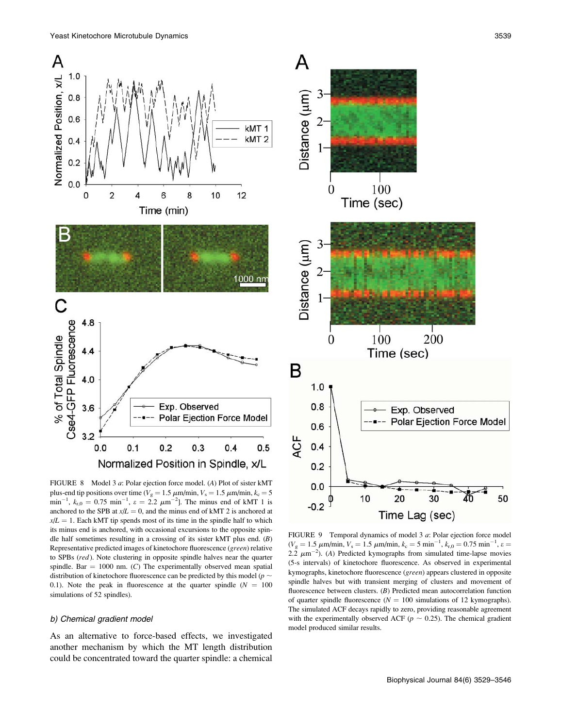FIGURE 8 Model 3 *a*: Polar ejection force model. (*A*) Plot of sister kMT plus-end tip positions over time ($V_g = 1.5$ μm/min, $V_s = 1.5$ μm/min, $k_c = 5$ min$^{-1}$, $k_{r,0} = 0.75$ min$^{-1}$, $\varepsilon = 2.2$ μm$^{-2}$]. The minus end of kMT 1 is anchored to the SPB at $x/L = 0$, and the minus end of kMT 2 is anchored at $x/L = 1$. Each kMT tip spends most of its time in the spindle half to which its minus end is anchored, with occasional excursions to the opposite spindle half sometimes resulting in a crossing of its sister kMT plus end. (*B*) Representative predicted images of kinetochore fluorescence (*green*) relative to SPBs (*red*). Note clustering in opposite spindle halves near the quarter spindle. Bar = 1000 nm. (*C*) The experimentally observed mean spatial distribution of kinetochore fluorescence can be predicted by this model ($p \sim 0.1$). Note the peak in fluorescence at the quarter spindle ($N = 100$ simulations of 52 spindles).

FIGURE 9 Temporal dynamics of model 3 *a*: Polar ejection force model ($V_g = 1.5$ μm/min, $V_s = 1.5$ μm/min, $k_c = 5$ min$^{-1}$, $k_{r,0} = 0.75$ min$^{-1}$, $\varepsilon = 2.2$ μm$^{-2}$). (*A*) Predicted kymographs from simulated time-lapse movies (5-s intervals) of kinetochore fluorescence. As observed in experimental kymographs, kinetochore fluorescence (*green*) appears clustered in opposite spindle halves but with transient merging of clusters and movement of fluorescence between clusters. (*B*) Predicted mean autocorrelation function of quarter spindle fluorescence ($N = 100$ simulations of 12 kymographs). The simulated ACF decays rapidly to zero, providing reasonable agreement with the experimentally observed ACF ($p \sim 0.25$). The chemical gradient model produced similar results.

### *b) Chemical gradient model*

As an alternative to force-based effects, we investigated another mechanism by which the MT length distribution could be concentrated toward the quarter spindle: a chemical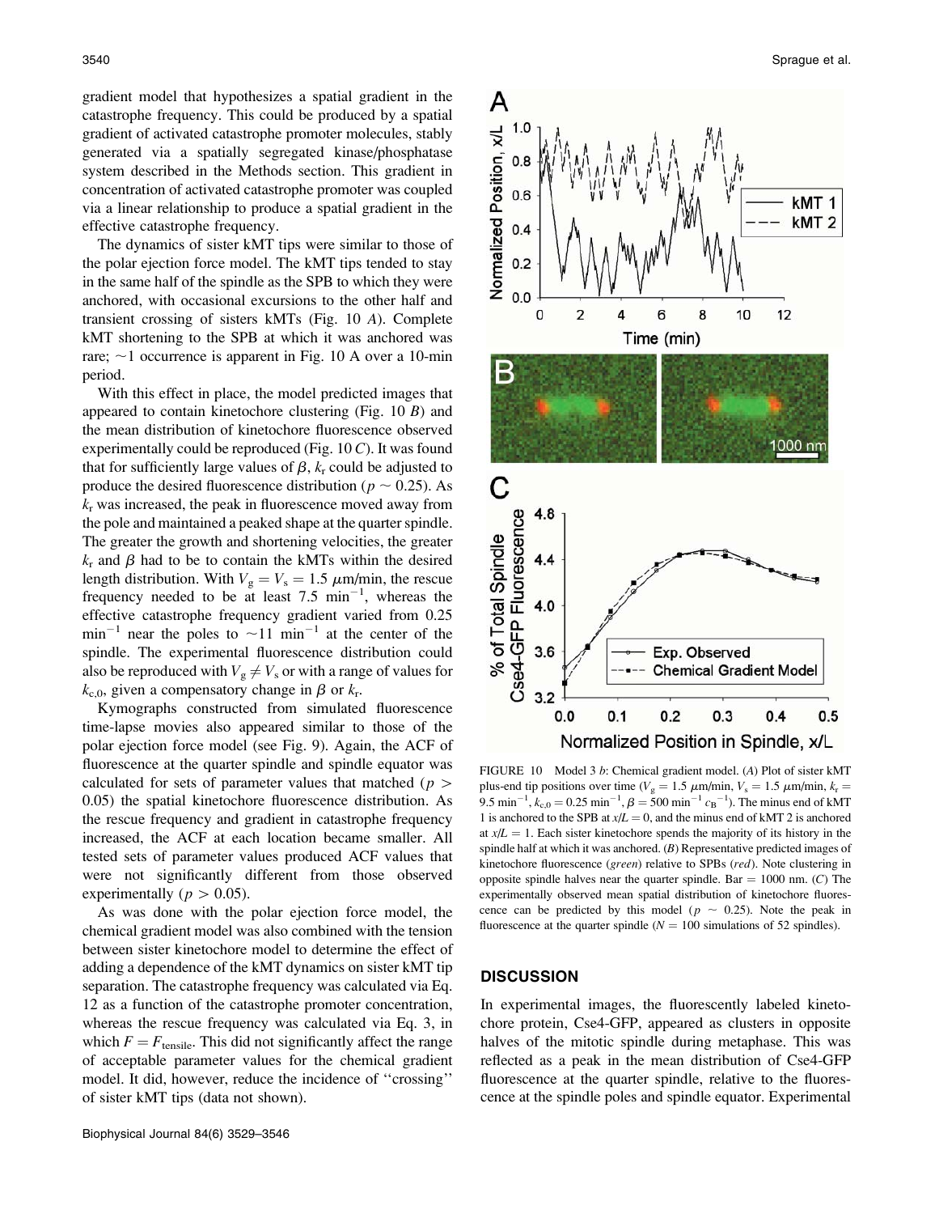gradient model that hypothesizes a spatial gradient in the catastrophe frequency. This could be produced by a spatial gradient of activated catastrophe promoter molecules, stably generated via a spatially segregated kinase/phosphatase system described in the Methods section. This gradient in concentration of activated catastrophe promoter was coupled via a linear relationship to produce a spatial gradient in the effective catastrophe frequency.

The dynamics of sister kMT tips were similar to those of the polar ejection force model. The kMT tips tended to stay in the same half of the spindle as the SPB to which they were anchored, with occasional excursions to the other half and transient crossing of sisters kMTs (Fig. 10 *A*). Complete kMT shortening to the SPB at which it was anchored was rare; ~1 occurrence is apparent in Fig. 10 A over a 10-min period.

With this effect in place, the model predicted images that appeared to contain kinetochore clustering (Fig. 10 *B*) and the mean distribution of kinetochore fluorescence observed experimentally could be reproduced (Fig. 10 *C*). It was found that for sufficiently large values of $\beta$, $k_r$ could be adjusted to produce the desired fluorescence distribution ($p \sim 0.25$). As $k_r$ was increased, the peak in fluorescence moved away from the pole and maintained a peaked shape at the quarter spindle. The greater the growth and shortening velocities, the greater $k_r$ and $\beta$ had to be to contain the kMTs within the desired length distribution. With $V_g = V_s = 1.5\ \mu$m/min, the rescue frequency needed to be at least 7.5 $\text{min}^{-1}$, whereas the effective catastrophe frequency gradient varied from 0.25 $\text{min}^{-1}$ near the poles to ~11 $\text{min}^{-1}$ at the center of the spindle. The experimental fluorescence distribution could also be reproduced with $V_g \neq V_s$ or with a range of values for $k_{c,0}$, given a compensatory change in $\beta$ or $k_r$.

Kymographs constructed from simulated fluorescence time-lapse movies also appeared similar to those of the polar ejection force model (see Fig. 9). Again, the ACF of fluorescence at the quarter spindle and spindle equator was calculated for sets of parameter values that matched ($p > 0.05$) the spatial kinetochore fluorescence distribution. As the rescue frequency and gradient in catastrophe frequency increased, the ACF at each location became smaller. All tested sets of parameter values produced ACF values that were not significantly different from those observed experimentally ($p > 0.05$).

As was done with the polar ejection force model, the chemical gradient model was also combined with the tension between sister kinetochore model to determine the effect of adding a dependence of the kMT dynamics on sister kMT tip separation. The catastrophe frequency was calculated via Eq. 12 as a function of the catastrophe promoter concentration, whereas the rescue frequency was calculated via Eq. 3, in which $F = F_{\text{tensile}}$. This did not significantly affect the range of acceptable parameter values for the chemical gradient model. It did, however, reduce the incidence of ''crossing'' of sister kMT tips (data not shown).

FIGURE 10 Model 3 *b*: Chemical gradient model. (*A*) Plot of sister kMT plus-end tip positions over time ($V_g = 1.5\ \mu$m/min, $V_s = 1.5\ \mu$m/min, $k_r = 9.5\ \text{min}^{-1}$, $k_{c,0} = 0.25\ \text{min}^{-1}$, $\beta = 500\ \text{min}^{-1}\ c_B^{-1}$). The minus end of kMT 1 is anchored to the SPB at $x/L = 0$, and the minus end of kMT 2 is anchored at $x/L = 1$. Each sister kinetochore spends the majority of its history in the spindle half at which it was anchored. (*B*) Representative predicted images of kinetochore fluorescence (*green*) relative to SPBs (*red*). Note clustering in opposite spindle halves near the quarter spindle. Bar = 1000 nm. (*C*) The experimentally observed mean spatial distribution of kinetochore fluorescence can be predicted by this model ($p \sim 0.25$). Note the peak in fluorescence at the quarter spindle ($N = 100$ simulations of 52 spindles).

## DISCUSSION

In experimental images, the fluorescently labeled kinetochore protein, Cse4-GFP, appeared as clusters in opposite halves of the mitotic spindle during metaphase. This was reflected as a peak in the mean distribution of Cse4-GFP fluorescence at the quarter spindle, relative to the fluorescence at the spindle poles and spindle equator. Experimental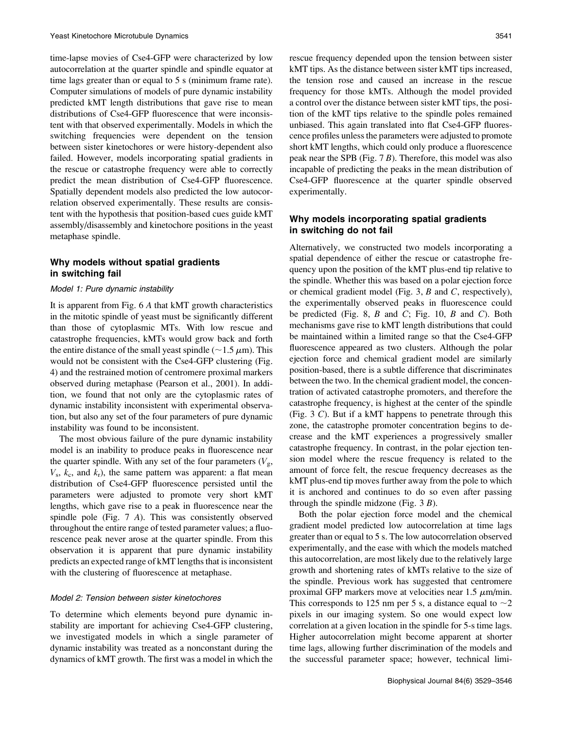time-lapse movies of Cse4-GFP were characterized by low autocorrelation at the quarter spindle and spindle equator at time lags greater than or equal to 5 s (minimum frame rate). Computer simulations of models of pure dynamic instability predicted kMT length distributions that gave rise to mean distributions of Cse4-GFP fluorescence that were inconsistent with that observed experimentally. Models in which the switching frequencies were dependent on the tension between sister kinetochores or were history-dependent also failed. However, models incorporating spatial gradients in the rescue or catastrophe frequency were able to correctly predict the mean distribution of Cse4-GFP fluorescence. Spatially dependent models also predicted the low autocorrelation observed experimentally. These results are consistent with the hypothesis that position-based cues guide kMT assembly/disassembly and kinetochore positions in the yeast metaphase spindle.

## Why models without spatial gradients in switching fail

### Model 1: Pure dynamic instability

It is apparent from Fig. 6 *A* that kMT growth characteristics in the mitotic spindle of yeast must be significantly different than those of cytoplasmic MTs. With low rescue and catastrophe frequencies, kMTs would grow back and forth the entire distance of the small yeast spindle ($\sim 1.5\ \mu$m). This would not be consistent with the Cse4-GFP clustering (Fig. 4) and the restrained motion of centromere proximal markers observed during metaphase (Pearson et al., 2001). In addition, we found that not only are the cytoplasmic rates of dynamic instability inconsistent with experimental observation, but also any set of the four parameters of pure dynamic instability was found to be inconsistent.

The most obvious failure of the pure dynamic instability model is an inability to produce peaks in fluorescence near the quarter spindle. With any set of the four parameters ($V_g$, $V_s$, $k_c$, and $k_r$), the same pattern was apparent: a flat mean distribution of Cse4-GFP fluorescence persisted until the parameters were adjusted to promote very short kMT lengths, which gave rise to a peak in fluorescence near the spindle pole (Fig. 7 *A*). This was consistently observed throughout the entire range of tested parameter values; a fluorescence peak never arose at the quarter spindle. From this observation it is apparent that pure dynamic instability predicts an expected range of kMT lengths that is inconsistent with the clustering of fluorescence at metaphase.

### Model 2: Tension between sister kinetochores

To determine which elements beyond pure dynamic instability are important for achieving Cse4-GFP clustering, we investigated models in which a single parameter of dynamic instability was treated as a nonconstant during the dynamics of kMT growth. The first was a model in which the rescue frequency depended upon the tension between sister kMT tips. As the distance between sister kMT tips increased, the tension rose and caused an increase in the rescue frequency for those kMTs. Although the model provided a control over the distance between sister kMT tips, the position of the kMT tips relative to the spindle poles remained unbiased. This again translated into flat Cse4-GFP fluorescence profiles unless the parameters were adjusted to promote short kMT lengths, which could only produce a fluorescence peak near the SPB (Fig. 7 *B*). Therefore, this model was also incapable of predicting the peaks in the mean distribution of Cse4-GFP fluorescence at the quarter spindle observed experimentally.

## Why models incorporating spatial gradients in switching do not fail

Alternatively, we constructed two models incorporating a spatial dependence of either the rescue or catastrophe frequency upon the position of the kMT plus-end tip relative to the spindle. Whether this was based on a polar ejection force or chemical gradient model (Fig. 3, *B* and *C*, respectively), the experimentally observed peaks in fluorescence could be predicted (Fig. 8, *B* and *C*; Fig. 10, *B* and *C*). Both mechanisms gave rise to kMT length distributions that could be maintained within a limited range so that the Cse4-GFP fluorescence appeared as two clusters. Although the polar ejection force and chemical gradient model are similarly position-based, there is a subtle difference that discriminates between the two. In the chemical gradient model, the concentration of activated catastrophe promoters, and therefore the catastrophe frequency, is highest at the center of the spindle (Fig. 3 *C*). But if a kMT happens to penetrate through this zone, the catastrophe promoter concentration begins to decrease and the kMT experiences a progressively smaller catastrophe frequency. In contrast, in the polar ejection tension model where the rescue frequency is related to the amount of force felt, the rescue frequency decreases as the kMT plus-end tip moves further away from the pole to which it is anchored and continues to do so even after passing through the spindle midzone (Fig. 3 *B*).

Both the polar ejection force model and the chemical gradient model predicted low autocorrelation at time lags greater than or equal to 5 s. The low autocorrelation observed experimentally, and the ease with which the models matched this autocorrelation, are most likely due to the relatively large growth and shortening rates of kMTs relative to the size of the spindle. Previous work has suggested that centromere proximal GFP markers move at velocities near 1.5 $\mu$m/min. This corresponds to 125 nm per 5 s, a distance equal to $\sim$2 pixels in our imaging system. So one would expect low correlation at a given location in the spindle for 5-s time lags. Higher autocorrelation might become apparent at shorter time lags, allowing further discrimination of the models and the successful parameter space; however, technical limi-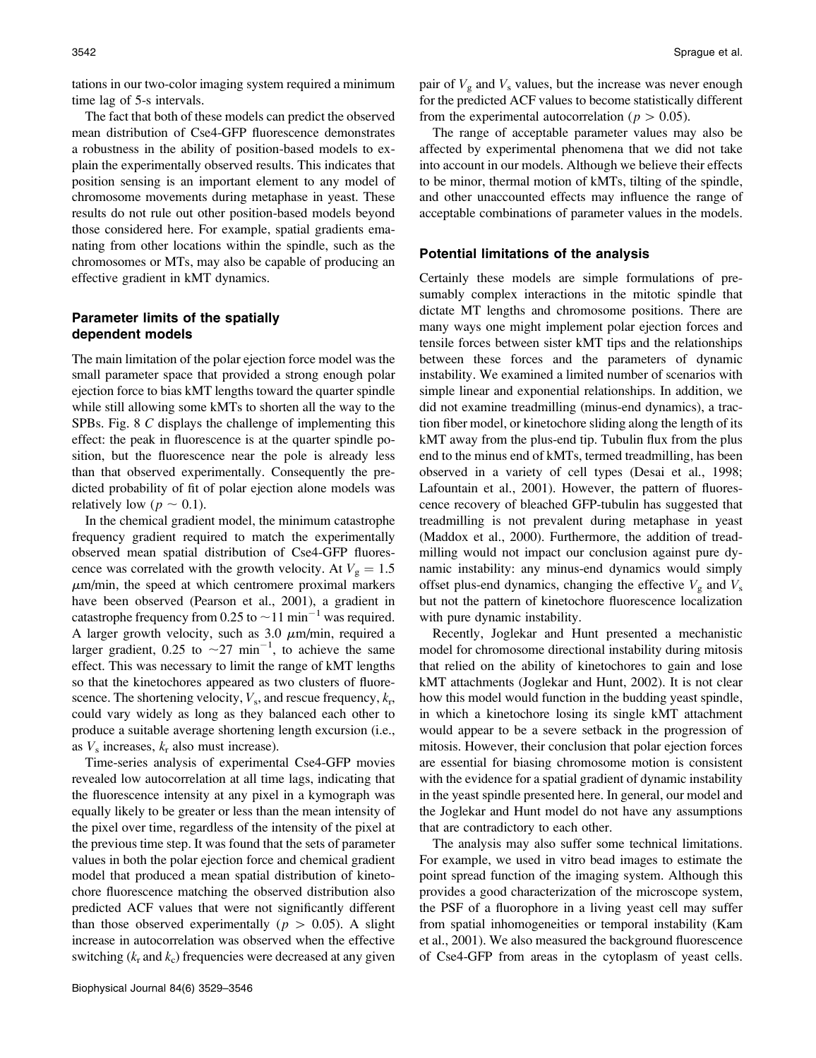tations in our two-color imaging system required a minimum time lag of 5-s intervals.

The fact that both of these models can predict the observed mean distribution of Cse4-GFP fluorescence demonstrates a robustness in the ability of position-based models to explain the experimentally observed results. This indicates that position sensing is an important element to any model of chromosome movements during metaphase in yeast. These results do not rule out other position-based models beyond those considered here. For example, spatial gradients emanating from other locations within the spindle, such as the chromosomes or MTs, may also be capable of producing an effective gradient in kMT dynamics.

## Parameter limits of the spatially dependent models

The main limitation of the polar ejection force model was the small parameter space that provided a strong enough polar ejection force to bias kMT lengths toward the quarter spindle while still allowing some kMTs to shorten all the way to the SPBs. Fig. 8 *C* displays the challenge of implementing this effect: the peak in fluorescence is at the quarter spindle position, but the fluorescence near the pole is already less than that observed experimentally. Consequently the predicted probability of fit of polar ejection alone models was relatively low ($p \sim 0.1$).

In the chemical gradient model, the minimum catastrophe frequency gradient required to match the experimentally observed mean spatial distribution of Cse4-GFP fluorescence was correlated with the growth velocity. At $V_g = 1.5$ $\mu$m/min, the speed at which centromere proximal markers have been observed (Pearson et al., 2001), a gradient in catastrophe frequency from 0.25 to $\sim$11 min$^{-1}$ was required. A larger growth velocity, such as 3.0 $\mu$m/min, required a larger gradient, 0.25 to $\sim$27 min$^{-1}$, to achieve the same effect. This was necessary to limit the range of kMT lengths so that the kinetochores appeared as two clusters of fluorescence. The shortening velocity, $V_s$, and rescue frequency, $k_r$, could vary widely as long as they balanced each other to produce a suitable average shortening length excursion (i.e., as $V_s$ increases, $k_r$ also must increase).

Time-series analysis of experimental Cse4-GFP movies revealed low autocorrelation at all time lags, indicating that the fluorescence intensity at any pixel in a kymograph was equally likely to be greater or less than the mean intensity of the pixel over time, regardless of the intensity of the pixel at the previous time step. It was found that the sets of parameter values in both the polar ejection force and chemical gradient model that produced a mean spatial distribution of kinetochore fluorescence matching the observed distribution also predicted ACF values that were not significantly different than those observed experimentally ($p > 0.05$). A slight increase in autocorrelation was observed when the effective switching ($k_r$ and $k_c$) frequencies were decreased at any given pair of $V_g$ and $V_s$ values, but the increase was never enough for the predicted ACF values to become statistically different from the experimental autocorrelation ($p > 0.05$).

The range of acceptable parameter values may also be affected by experimental phenomena that we did not take into account in our models. Although we believe their effects to be minor, thermal motion of kMTs, tilting of the spindle, and other unaccounted effects may influence the range of acceptable combinations of parameter values in the models.

## Potential limitations of the analysis

Certainly these models are simple formulations of presumably complex interactions in the mitotic spindle that dictate MT lengths and chromosome positions. There are many ways one might implement polar ejection forces and tensile forces between sister kMT tips and the relationships between these forces and the parameters of dynamic instability. We examined a limited number of scenarios with simple linear and exponential relationships. In addition, we did not examine treadmilling (minus-end dynamics), a traction fiber model, or kinetochore sliding along the length of its kMT away from the plus-end tip. Tubulin flux from the plus end to the minus end of kMTs, termed treadmilling, has been observed in a variety of cell types (Desai et al., 1998; Lafountain et al., 2001). However, the pattern of fluorescence recovery of bleached GFP-tubulin has suggested that treadmilling is not prevalent during metaphase in yeast (Maddox et al., 2000). Furthermore, the addition of treadmilling would not impact our conclusion against pure dynamic instability: any minus-end dynamics would simply offset plus-end dynamics, changing the effective $V_g$ and $V_s$ but not the pattern of kinetochore fluorescence localization with pure dynamic instability.

Recently, Joglekar and Hunt presented a mechanistic model for chromosome directional instability during mitosis that relied on the ability of kinetochores to gain and lose kMT attachments (Joglekar and Hunt, 2002). It is not clear how this model would function in the budding yeast spindle, in which a kinetochore losing its single kMT attachment would appear to be a severe setback in the progression of mitosis. However, their conclusion that polar ejection forces are essential for biasing chromosome motion is consistent with the evidence for a spatial gradient of dynamic instability in the yeast spindle presented here. In general, our model and the Joglekar and Hunt model do not have any assumptions that are contradictory to each other.

The analysis may also suffer some technical limitations. For example, we used in vitro bead images to estimate the point spread function of the imaging system. Although this provides a good characterization of the microscope system, the PSF of a fluorophore in a living yeast cell may suffer from spatial inhomogeneities or temporal instability (Kam et al., 2001). We also measured the background fluorescence of Cse4-GFP from areas in the cytoplasm of yeast cells.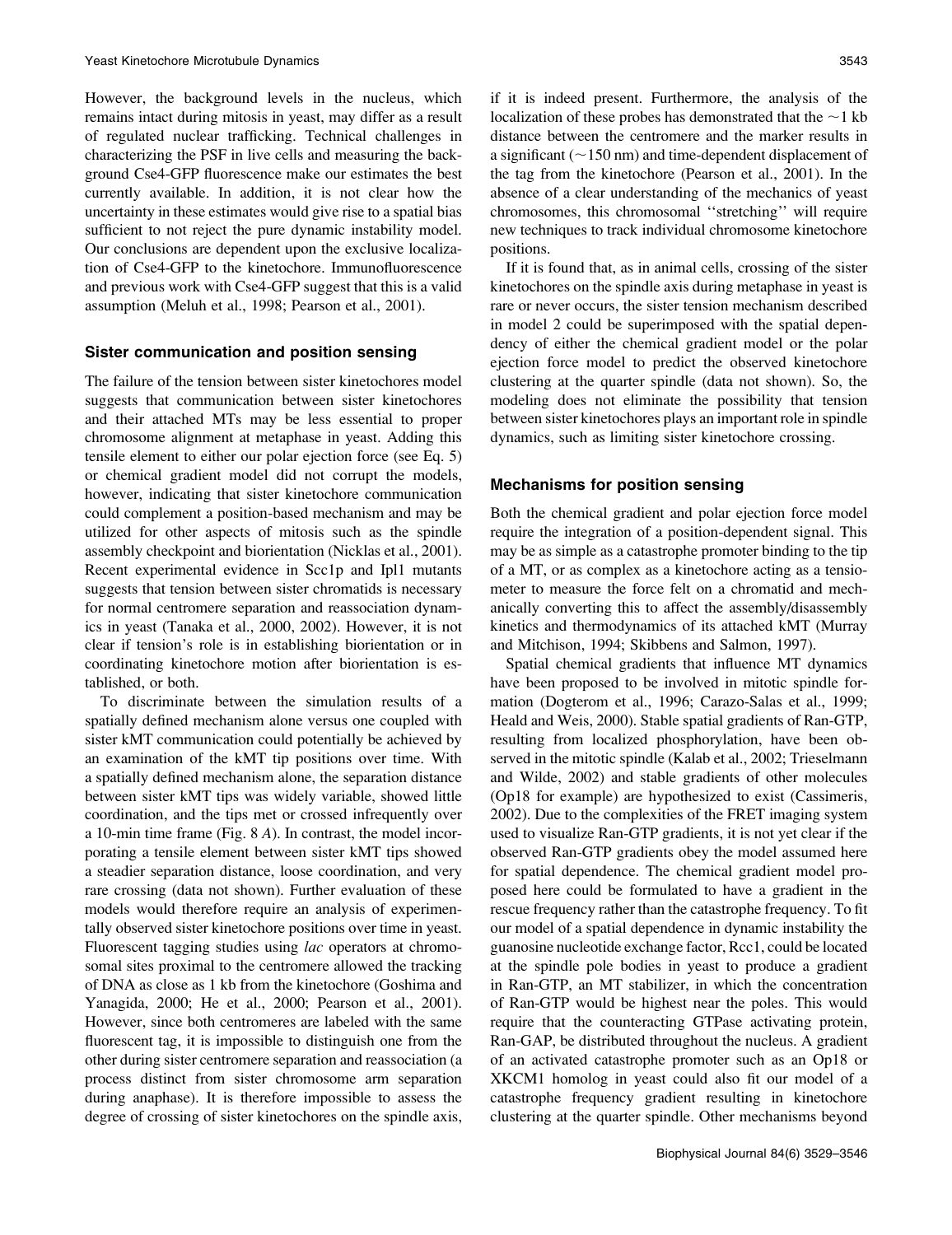However, the background levels in the nucleus, which remains intact during mitosis in yeast, may differ as a result of regulated nuclear trafficking. Technical challenges in characterizing the PSF in live cells and measuring the background Cse4-GFP fluorescence make our estimates the best currently available. In addition, it is not clear how the uncertainty in these estimates would give rise to a spatial bias sufficient to not reject the pure dynamic instability model. Our conclusions are dependent upon the exclusive localization of Cse4-GFP to the kinetochore. Immunofluorescence and previous work with Cse4-GFP suggest that this is a valid assumption (Meluh et al., 1998; Pearson et al., 2001).

## Sister communication and position sensing

The failure of the tension between sister kinetochores model suggests that communication between sister kinetochores and their attached MTs may be less essential to proper chromosome alignment at metaphase in yeast. Adding this tensile element to either our polar ejection force (see Eq. 5) or chemical gradient model did not corrupt the models, however, indicating that sister kinetochore communication could complement a position-based mechanism and may be utilized for other aspects of mitosis such as the spindle assembly checkpoint and biorientation (Nicklas et al., 2001). Recent experimental evidence in Scc1p and Ipl1 mutants suggests that tension between sister chromatids is necessary for normal centromere separation and reassociation dynamics in yeast (Tanaka et al., 2000, 2002). However, it is not clear if tension's role is in establishing biorientation or in coordinating kinetochore motion after biorientation is established, or both.

To discriminate between the simulation results of a spatially defined mechanism alone versus one coupled with sister kMT communication could potentially be achieved by an examination of the kMT tip positions over time. With a spatially defined mechanism alone, the separation distance between sister kMT tips was widely variable, showed little coordination, and the tips met or crossed infrequently over a 10-min time frame (Fig. 8 *A*). In contrast, the model incorporating a tensile element between sister kMT tips showed a steadier separation distance, loose coordination, and very rare crossing (data not shown). Further evaluation of these models would therefore require an analysis of experimentally observed sister kinetochore positions over time in yeast. Fluorescent tagging studies using *lac* operators at chromosomal sites proximal to the centromere allowed the tracking of DNA as close as 1 kb from the kinetochore (Goshima and Yanagida, 2000; He et al., 2000; Pearson et al., 2001). However, since both centromeres are labeled with the same fluorescent tag, it is impossible to distinguish one from the other during sister centromere separation and reassociation (a process distinct from sister chromosome arm separation during anaphase). It is therefore impossible to assess the degree of crossing of sister kinetochores on the spindle axis, if it is indeed present. Furthermore, the analysis of the localization of these probes has demonstrated that the ~1 kb distance between the centromere and the marker results in a significant (~150 nm) and time-dependent displacement of the tag from the kinetochore (Pearson et al., 2001). In the absence of a clear understanding of the mechanics of yeast chromosomes, this chromosomal "stretching" will require new techniques to track individual chromosome kinetochore positions.

If it is found that, as in animal cells, crossing of the sister kinetochores on the spindle axis during metaphase in yeast is rare or never occurs, the sister tension mechanism described in model 2 could be superimposed with the spatial dependency of either the chemical gradient model or the polar ejection force model to predict the observed kinetochore clustering at the quarter spindle (data not shown). So, the modeling does not eliminate the possibility that tension between sister kinetochores plays an important role in spindle dynamics, such as limiting sister kinetochore crossing.

## Mechanisms for position sensing

Both the chemical gradient and polar ejection force model require the integration of a position-dependent signal. This may be as simple as a catastrophe promoter binding to the tip of a MT, or as complex as a kinetochore acting as a tensiometer to measure the force felt on a chromatid and mechanically converting this to affect the assembly/disassembly kinetics and thermodynamics of its attached kMT (Murray and Mitchison, 1994; Skibbens and Salmon, 1997).

Spatial chemical gradients that influence MT dynamics have been proposed to be involved in mitotic spindle formation (Dogterom et al., 1996; Carazo-Salas et al., 1999; Heald and Weis, 2000). Stable spatial gradients of Ran-GTP, resulting from localized phosphorylation, have been observed in the mitotic spindle (Kalab et al., 2002; Trieselmann and Wilde, 2002) and stable gradients of other molecules (Op18 for example) are hypothesized to exist (Cassimeris, 2002). Due to the complexities of the FRET imaging system used to visualize Ran-GTP gradients, it is not yet clear if the observed Ran-GTP gradients obey the model assumed here for spatial dependence. The chemical gradient model proposed here could be formulated to have a gradient in the rescue frequency rather than the catastrophe frequency. To fit our model of a spatial dependence in dynamic instability the guanosine nucleotide exchange factor, Rcc1, could be located at the spindle pole bodies in yeast to produce a gradient in Ran-GTP, an MT stabilizer, in which the concentration of Ran-GTP would be highest near the poles. This would require that the counteracting GTPase activating protein, Ran-GAP, be distributed throughout the nucleus. A gradient of an activated catastrophe promoter such as an Op18 or XKCM1 homolog in yeast could also fit our model of a catastrophe frequency gradient resulting in kinetochore clustering at the quarter spindle. Other mechanisms beyond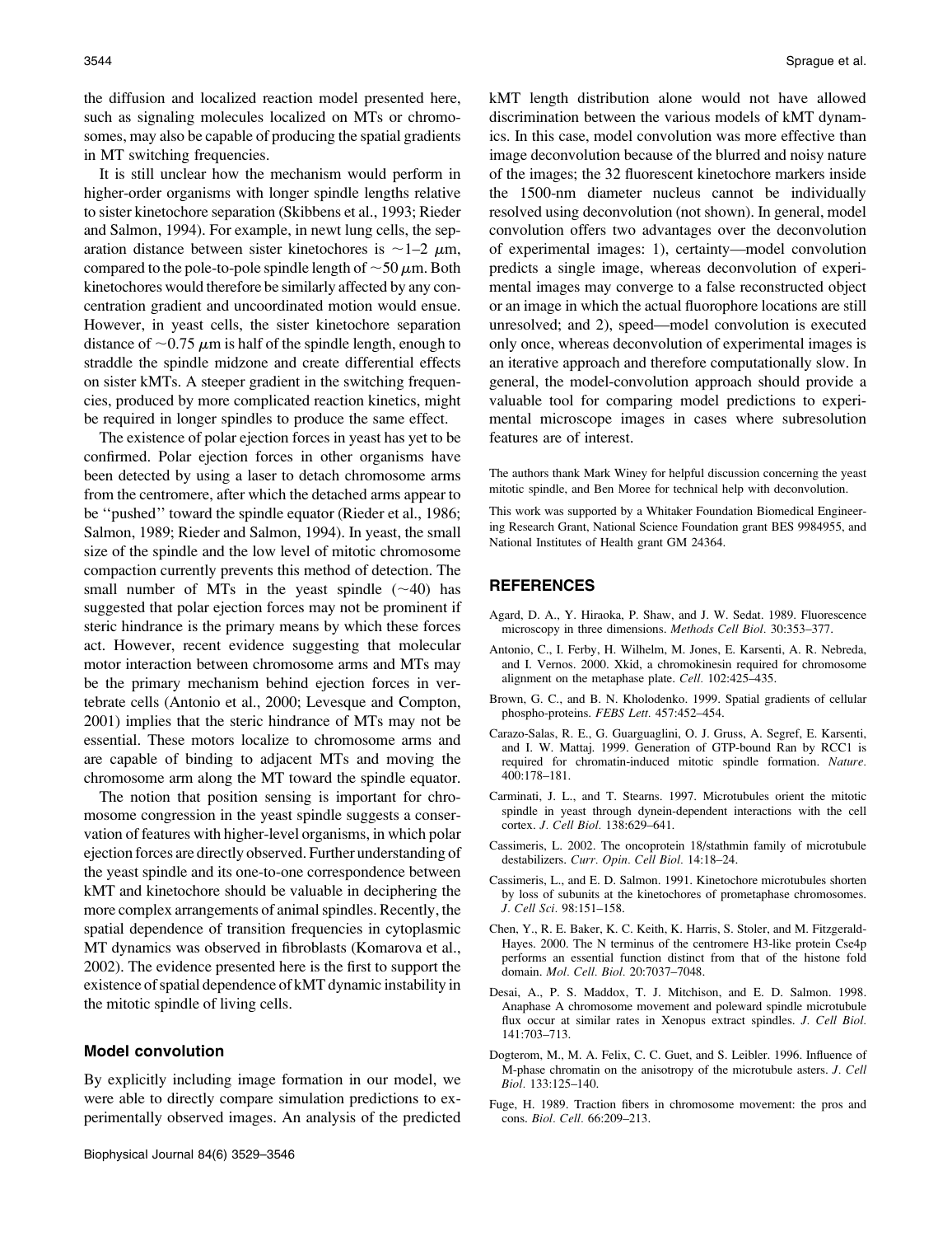the diffusion and localized reaction model presented here, such as signaling molecules localized on MTs or chromosomes, may also be capable of producing the spatial gradients in MT switching frequencies.

It is still unclear how the mechanism would perform in higher-order organisms with longer spindle lengths relative to sister kinetochore separation (Skibbens et al., 1993; Rieder and Salmon, 1994). For example, in newt lung cells, the separation distance between sister kinetochores is $\sim$1–2 $\mu$m, compared to the pole-to-pole spindle length of $\sim$50 $\mu$m. Both kinetochores would therefore be similarly affected by any concentration gradient and uncoordinated motion would ensue. However, in yeast cells, the sister kinetochore separation distance of $\sim$0.75 $\mu$m is half of the spindle length, enough to straddle the spindle midzone and create differential effects on sister kMTs. A steeper gradient in the switching frequencies, produced by more complicated reaction kinetics, might be required in longer spindles to produce the same effect.

The existence of polar ejection forces in yeast has yet to be confirmed. Polar ejection forces in other organisms have been detected by using a laser to detach chromosome arms from the centromere, after which the detached arms appear to be "pushed" toward the spindle equator (Rieder et al., 1986; Salmon, 1989; Rieder and Salmon, 1994). In yeast, the small size of the spindle and the low level of mitotic chromosome compaction currently prevents this method of detection. The small number of MTs in the yeast spindle ($\sim$40) has suggested that polar ejection forces may not be prominent if steric hindrance is the primary means by which these forces act. However, recent evidence suggesting that molecular motor interaction between chromosome arms and MTs may be the primary mechanism behind ejection forces in vertebrate cells (Antonio et al., 2000; Levesque and Compton, 2001) implies that the steric hindrance of MTs may not be essential. These motors localize to chromosome arms and are capable of binding to adjacent MTs and moving the chromosome arm along the MT toward the spindle equator.

The notion that position sensing is important for chromosome congression in the yeast spindle suggests a conservation of features with higher-level organisms, in which polar ejection forces are directly observed. Further understanding of the yeast spindle and its one-to-one correspondence between kMT and kinetochore should be valuable in deciphering the more complex arrangements of animal spindles. Recently, the spatial dependence of transition frequencies in cytoplasmic MT dynamics was observed in fibroblasts (Komarova et al., 2002). The evidence presented here is the first to support the existence of spatial dependence of kMT dynamic instability in the mitotic spindle of living cells.

## Model convolution

By explicitly including image formation in our model, we were able to directly compare simulation predictions to experimentally observed images. An analysis of the predicted kMT length distribution alone would not have allowed discrimination between the various models of kMT dynamics. In this case, model convolution was more effective than image deconvolution because of the blurred and noisy nature of the images; the 32 fluorescent kinetochore markers inside the 1500-nm diameter nucleus cannot be individually resolved using deconvolution (not shown). In general, model convolution offers two advantages over the deconvolution of experimental images: 1), certainty—model convolution predicts a single image, whereas deconvolution of experimental images may converge to a false reconstructed object or an image in which the actual fluorophore locations are still unresolved; and 2), speed—model convolution is executed only once, whereas deconvolution of experimental images is an iterative approach and therefore computationally slow. In general, the model-convolution approach should provide a valuable tool for comparing model predictions to experimental microscope images in cases where subresolution features are of interest.

The authors thank Mark Winey for helpful discussion concerning the yeast mitotic spindle, and Ben Moree for technical help with deconvolution.

This work was supported by a Whitaker Foundation Biomedical Engineering Research Grant, National Science Foundation grant BES 9984955, and National Institutes of Health grant GM 24364.

## REFERENCES

Agard, D. A., Y. Hiraoka, P. Shaw, and J. W. Sedat. 1989. Fluorescence microscopy in three dimensions. *Methods Cell Biol.* 30:353–377.

Antonio, C., I. Ferby, H. Wilhelm, M. Jones, E. Karsenti, A. R. Nebreda, and I. Vernos. 2000. Xkid, a chromokinesin required for chromosome alignment on the metaphase plate. *Cell.* 102:425–435.

Brown, G. C., and B. N. Kholodenko. 1999. Spatial gradients of cellular phospho-proteins. *FEBS Lett.* 457:452–454.

Carazo-Salas, R. E., G. Guarguaglini, O. J. Gruss, A. Segref, E. Karsenti, and I. W. Mattaj. 1999. Generation of GTP-bound Ran by RCC1 is required for chromatin-induced mitotic spindle formation. *Nature.* 400:178–181.

Carminati, J. L., and T. Stearns. 1997. Microtubules orient the mitotic spindle in yeast through dynein-dependent interactions with the cell cortex. *J. Cell Biol.* 138:629–641.

Cassimeris, L. 2002. The oncoprotein 18/stathmin family of microtubule destabilizers. *Curr. Opin. Cell Biol.* 14:18–24.

Cassimeris, L., and E. D. Salmon. 1991. Kinetochore microtubules shorten by loss of subunits at the kinetochores of prometaphase chromosomes. *J. Cell Sci.* 98:151–158.

Chen, Y., R. E. Baker, K. C. Keith, K. Harris, S. Stoler, and M. Fitzgerald-Hayes. 2000. The N terminus of the centromere H3-like protein Cse4p performs an essential function distinct from that of the histone fold domain. *Mol. Cell. Biol.* 20:7037–7048.

Desai, A., P. S. Maddox, T. J. Mitchison, and E. D. Salmon. 1998. Anaphase A chromosome movement and poleward spindle microtubule flux occur at similar rates in Xenopus extract spindles. *J. Cell Biol.* 141:703–713.

Dogterom, M., M. A. Felix, C. C. Guet, and S. Leibler. 1996. Influence of M-phase chromatin on the anisotropy of the microtubule asters. *J. Cell Biol.* 133:125–140.

Fuge, H. 1989. Traction fibers in chromosome movement: the pros and cons. *Biol. Cell.* 66:209–213.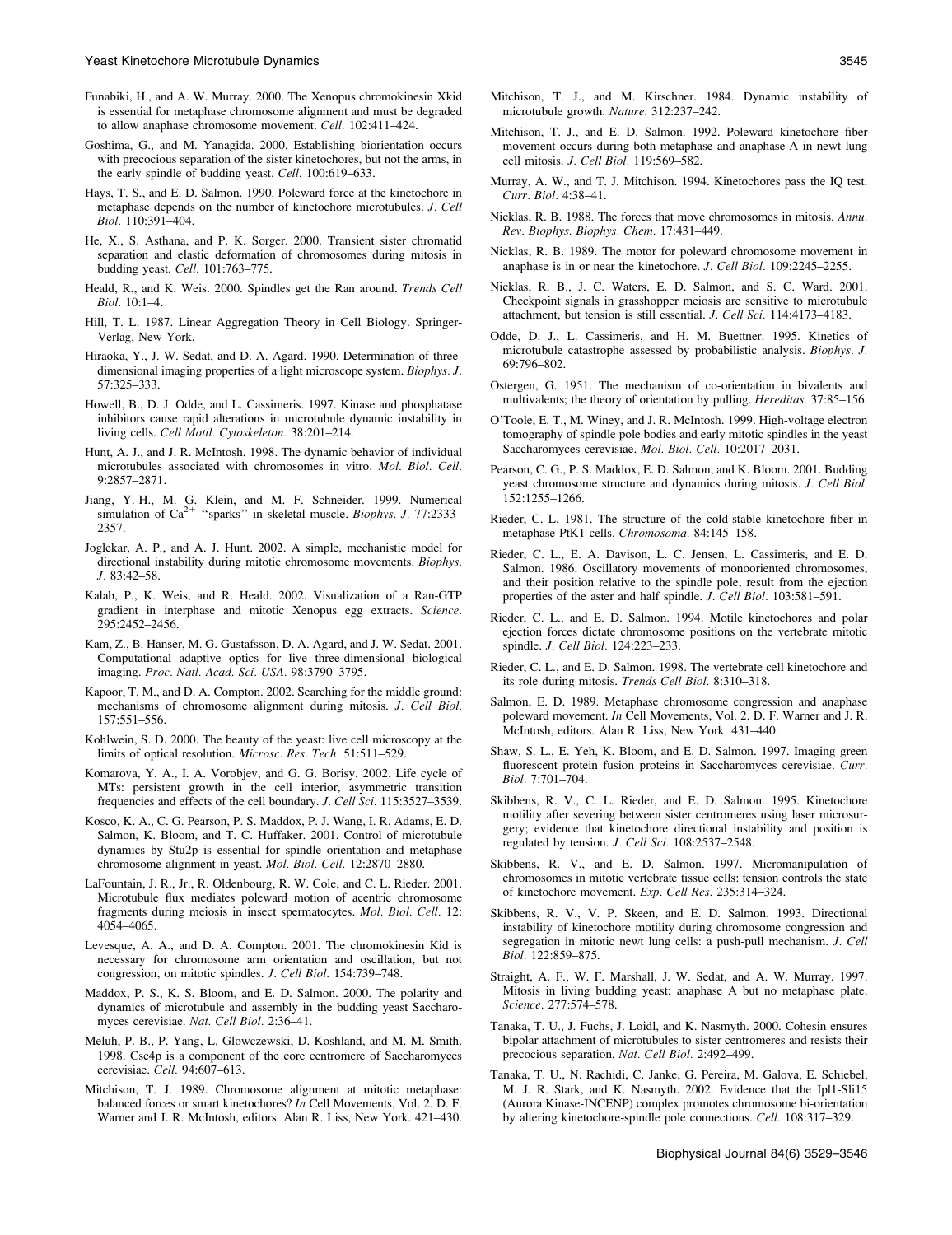Funabiki, H., and A. W. Murray. 2000. The Xenopus chromokinesin Xkid is essential for metaphase chromosome alignment and must be degraded to allow anaphase chromosome movement. *Cell.* 102:411–424.

Goshima, G., and M. Yanagida. 2000. Establishing biorientation occurs with precocious separation of the sister kinetochores, but not the arms, in the early spindle of budding yeast. *Cell.* 100:619–633.

Hays, T. S., and E. D. Salmon. 1990. Poleward force at the kinetochore in metaphase depends on the number of kinetochore microtubules. *J. Cell Biol.* 110:391–404.

He, X., S. Asthana, and P. K. Sorger. 2000. Transient sister chromatid separation and elastic deformation of chromosomes during mitosis in budding yeast. *Cell.* 101:763–775.

Heald, R., and K. Weis. 2000. Spindles get the Ran around. *Trends Cell Biol.* 10:1–4.

Hill, T. L. 1987. Linear Aggregation Theory in Cell Biology. Springer-Verlag, New York.

Hiraoka, Y., J. W. Sedat, and D. A. Agard. 1990. Determination of three-dimensional imaging properties of a light microscope system. *Biophys. J.* 57:325–333.

Howell, B., D. J. Odde, and L. Cassimeris. 1997. Kinase and phosphatase inhibitors cause rapid alterations in microtubule dynamic instability in living cells. *Cell Motil. Cytoskeleton.* 38:201–214.

Hunt, A. J., and J. R. McIntosh. 1998. The dynamic behavior of individual microtubules associated with chromosomes in vitro. *Mol. Biol. Cell.* 9:2857–2871.

Jiang, Y.-H., M. G. Klein, and M. F. Schneider. 1999. Numerical simulation of $Ca^{2+}$ "sparks" in skeletal muscle. *Biophys. J.* 77:2333–2357.

Joglekar, A. P., and A. J. Hunt. 2002. A simple, mechanistic model for directional instability during mitotic chromosome movements. *Biophys. J.* 83:42–58.

Kalab, P., K. Weis, and R. Heald. 2002. Visualization of a Ran-GTP gradient in interphase and mitotic Xenopus egg extracts. *Science.* 295:2452–2456.

Kam, Z., B. Hanser, M. G. Gustafsson, D. A. Agard, and J. W. Sedat. 2001. Computational adaptive optics for live three-dimensional biological imaging. *Proc. Natl. Acad. Sci. USA.* 98:3790–3795.

Kapoor, T. M., and D. A. Compton. 2002. Searching for the middle ground: mechanisms of chromosome alignment during mitosis. *J. Cell Biol.* 157:551–556.

Kohlwein, S. D. 2000. The beauty of the yeast: live cell microscopy at the limits of optical resolution. *Microsc. Res. Tech.* 51:511–529.

Komarova, Y. A., I. A. Vorobjev, and G. G. Borisy. 2002. Life cycle of MTs: persistent growth in the cell interior, asymmetric transition frequencies and effects of the cell boundary. *J. Cell Sci.* 115:3527–3539.

Kosco, K. A., C. G. Pearson, P. S. Maddox, P. J. Wang, I. R. Adams, E. D. Salmon, K. Bloom, and T. C. Huffaker. 2001. Control of microtubule dynamics by Stu2p is essential for spindle orientation and metaphase chromosome alignment in yeast. *Mol. Biol. Cell.* 12:2870–2880.

LaFountain, J. R., Jr., R. Oldenbourg, R. W. Cole, and C. L. Rieder. 2001. Microtubule flux mediates poleward motion of acentric chromosome fragments during meiosis in insect spermatocytes. *Mol. Biol. Cell.* 12: 4054–4065.

Levesque, A. A., and D. A. Compton. 2001. The chromokinesin Kid is necessary for chromosome arm orientation and oscillation, but not congression, on mitotic spindles. *J. Cell Biol.* 154:739–748.

Maddox, P. S., K. S. Bloom, and E. D. Salmon. 2000. The polarity and dynamics of microtubule and assembly in the budding yeast Saccharomyces cerevisiae. *Nat. Cell Biol.* 2:36–41.

Meluh, P. B., P. Yang, L. Glowczewski, D. Koshland, and M. M. Smith. 1998. Cse4p is a component of the core centromere of Saccharomyces cerevisiae. *Cell.* 94:607–613.

Mitchison, T. J. 1989. Chromosome alignment at mitotic metaphase: balanced forces or smart kinetochores? *In* Cell Movements, Vol. 2. D. F. Warner and J. R. McIntosh, editors. Alan R. Liss, New York. 421–430.

Mitchison, T. J., and M. Kirschner. 1984. Dynamic instability of microtubule growth. *Nature.* 312:237–242.

Mitchison, T. J., and E. D. Salmon. 1992. Poleward kinetochore fiber movement occurs during both metaphase and anaphase-A in newt lung cell mitosis. *J. Cell Biol.* 119:569–582.

Murray, A. W., and T. J. Mitchison. 1994. Kinetochores pass the IQ test. *Curr. Biol.* 4:38–41.

Nicklas, R. B. 1988. The forces that move chromosomes in mitosis. *Annu. Rev. Biophys. Biophys. Chem.* 17:431–449.

Nicklas, R. B. 1989. The motor for poleward chromosome movement in anaphase is in or near the kinetochore. *J. Cell Biol.* 109:2245–2255.

Nicklas, R. B., J. C. Waters, E. D. Salmon, and S. C. Ward. 2001. Checkpoint signals in grasshopper meiosis are sensitive to microtubule attachment, but tension is still essential. *J. Cell Sci.* 114:4173–4183.

Odde, D. J., L. Cassimeris, and H. M. Buettner. 1995. Kinetics of microtubule catastrophe assessed by probabilistic analysis. *Biophys. J.* 69:796–802.

Ostergen, G. 1951. The mechanism of co-orientation in bivalents and multivalents; the theory of orientation by pulling. *Hereditas.* 37:85–156.

O'Toole, E. T., M. Winey, and J. R. McIntosh. 1999. High-voltage electron tomography of spindle pole bodies and early mitotic spindles in the yeast Saccharomyces cerevisiae. *Mol. Biol. Cell.* 10:2017–2031.

Pearson, C. G., P. S. Maddox, E. D. Salmon, and K. Bloom. 2001. Budding yeast chromosome structure and dynamics during mitosis. *J. Cell Biol.* 152:1255–1266.

Rieder, C. L. 1981. The structure of the cold-stable kinetochore fiber in metaphase PtK1 cells. *Chromosoma.* 84:145–158.

Rieder, C. L., E. A. Davison, L. C. Jensen, L. Cassimeris, and E. D. Salmon. 1986. Oscillatory movements of monooriented chromosomes, and their position relative to the spindle pole, result from the ejection properties of the aster and half spindle. *J. Cell Biol.* 103:581–591.

Rieder, C. L., and E. D. Salmon. 1994. Motile kinetochores and polar ejection forces dictate chromosome positions on the vertebrate mitotic spindle. *J. Cell Biol.* 124:223–233.

Rieder, C. L., and E. D. Salmon. 1998. The vertebrate cell kinetochore and its role during mitosis. *Trends Cell Biol.* 8:310–318.

Salmon, E. D. 1989. Metaphase chromosome congression and anaphase poleward movement. *In* Cell Movements, Vol. 2. D. F. Warner and J. R. McIntosh, editors. Alan R. Liss, New York. 431–440.

Shaw, S. L., E. Yeh, K. Bloom, and E. D. Salmon. 1997. Imaging green fluorescent protein fusion proteins in Saccharomyces cerevisiae. *Curr. Biol.* 7:701–704.

Skibbens, R. V., C. L. Rieder, and E. D. Salmon. 1995. Kinetochore motility after severing between sister centromeres using laser microsurgery; evidence that kinetochore directional instability and position is regulated by tension. *J. Cell Sci.* 108:2537–2548.

Skibbens, R. V., and E. D. Salmon. 1997. Micromanipulation of chromosomes in mitotic vertebrate tissue cells: tension controls the state of kinetochore movement. *Exp. Cell Res.* 235:314–324.

Skibbens, R. V., V. P. Skeen, and E. D. Salmon. 1993. Directional instability of kinetochore motility during chromosome congression and segregation in mitotic newt lung cells: a push-pull mechanism. *J. Cell Biol.* 122:859–875.

Straight, A. F., W. F. Marshall, J. W. Sedat, and A. W. Murray. 1997. Mitosis in living budding yeast: anaphase A but no metaphase plate. *Science.* 277:574–578.

Tanaka, T. U., J. Fuchs, J. Loidl, and K. Nasmyth. 2000. Cohesin ensures bipolar attachment of microtubules to sister centromeres and resists their precocious separation. *Nat. Cell Biol.* 2:492–499.

Tanaka, T. U., N. Rachidi, C. Janke, G. Pereira, M. Galova, E. Schiebel, M. J. R. Stark, and K. Nasmyth. 2002. Evidence that the Ipl1-Sli15 (Aurora Kinase-INCENP) complex promotes chromosome bi-orientation by altering kinetochore-spindle pole connections. *Cell.* 108:317–329.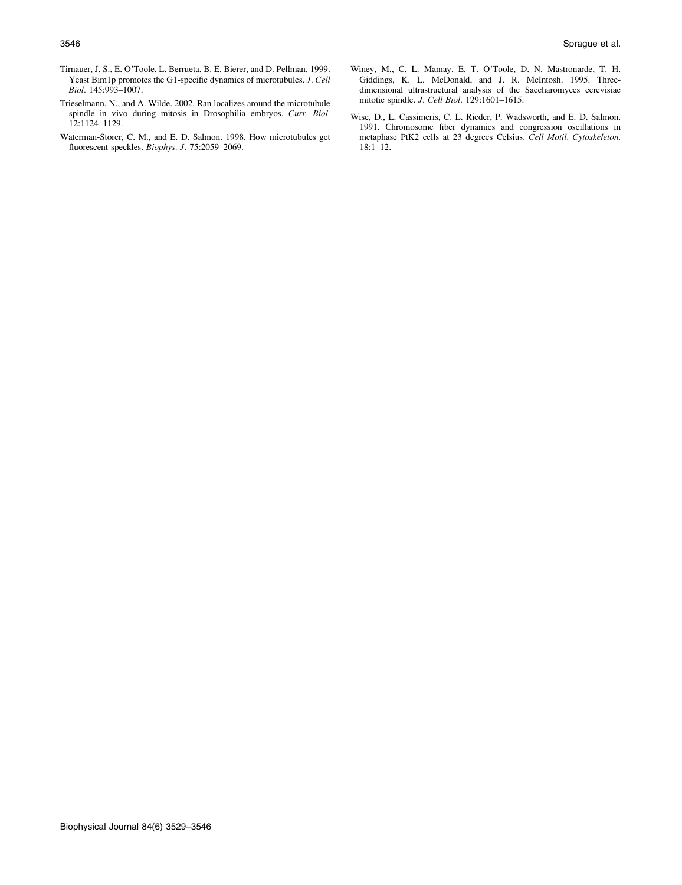Tirnauer, J. S., E. O'Toole, L. Berrueta, B. E. Bierer, and D. Pellman. 1999. Yeast Bim1p promotes the G1-specific dynamics of microtubules. *J. Cell Biol.* 145:993–1007.

Trieselmann, N., and A. Wilde. 2002. Ran localizes around the microtubule spindle in vivo during mitosis in Drosophilia embryos. *Curr. Biol.* 12:1124–1129.

Waterman-Storer, C. M., and E. D. Salmon. 1998. How microtubules get fluorescent speckles. *Biophys. J.* 75:2059–2069.

Winey, M., C. L. Mamay, E. T. O'Toole, D. N. Mastronarde, T. H. Giddings, K. L. McDonald, and J. R. McIntosh. 1995. Three-dimensional ultrastructural analysis of the Saccharomyces cerevisiae mitotic spindle. *J. Cell Biol.* 129:1601–1615.

Wise, D., L. Cassimeris, C. L. Rieder, P. Wadsworth, and E. D. Salmon. 1991. Chromosome fiber dynamics and congression oscillations in metaphase PtK2 cells at 23 degrees Celsius. *Cell Motil. Cytoskeleton.* 18:1–12.